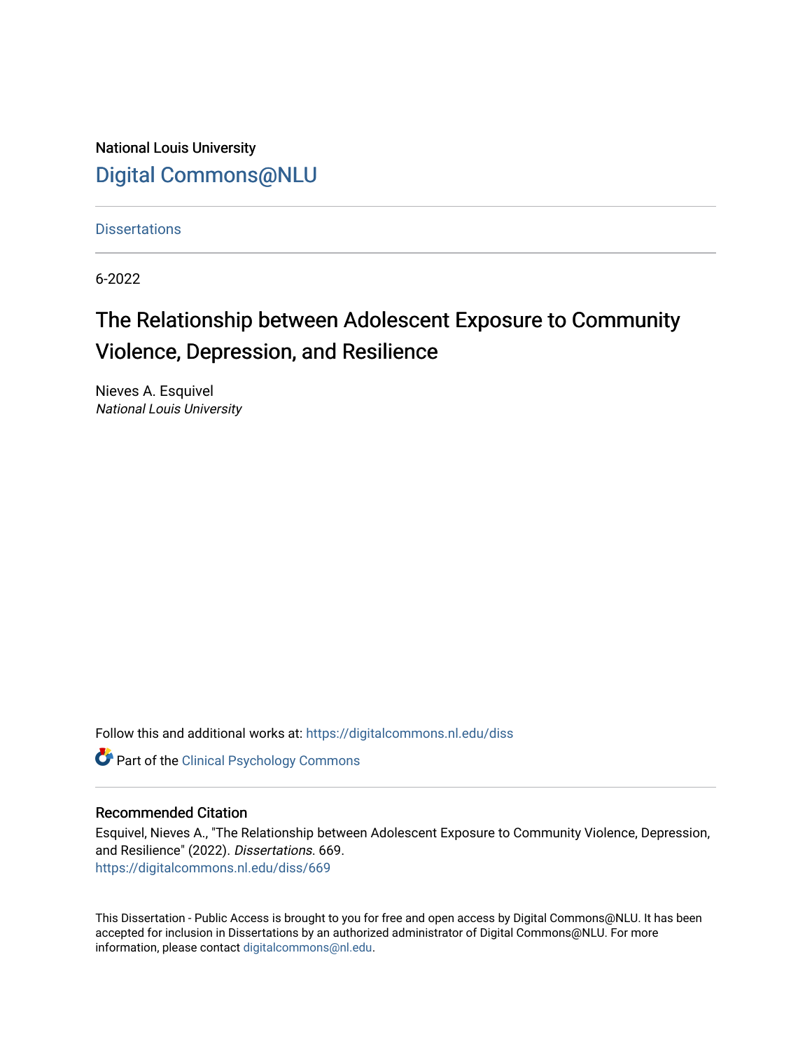National Louis University

# Digital Commons@NLU

Dissertations

6-2022

# The Relationship between Adolescent Exposure to Community Violence, Depression, and Resilience

Nieves A. Esquivel
*National Louis University*

Follow this and additional works at: https://digitalcommons.nl.edu/diss

Part of the Clinical Psychology Commons

## Recommended Citation

Esquivel, Nieves A., "The Relationship between Adolescent Exposure to Community Violence, Depression, and Resilience" (2022). *Dissertations.* 669.
https://digitalcommons.nl.edu/diss/669

This Dissertation - Public Access is brought to you for free and open access by Digital Commons@NLU. It has been accepted for inclusion in Dissertations by an authorized administrator of Digital Commons@NLU. For more information, please contact digitalcommons@nl.edu.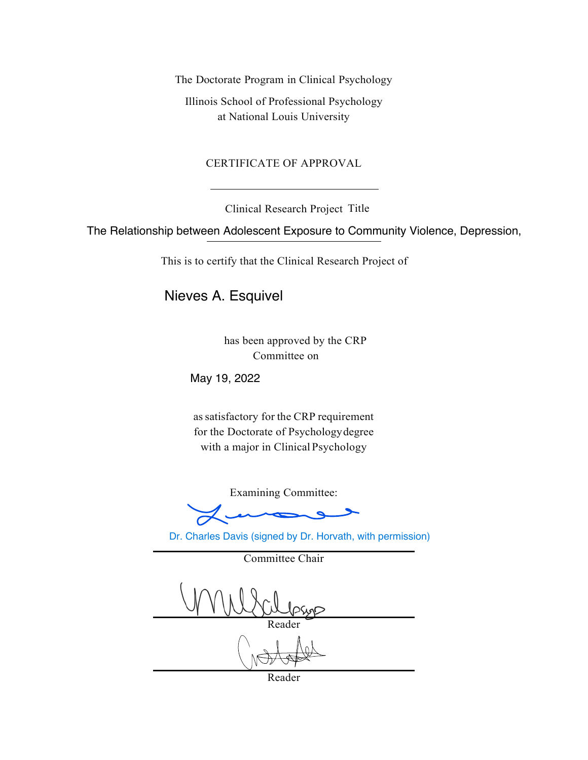The Doctorate Program in Clinical Psychology

Illinois School of Professional Psychology
at National Louis University

CERTIFICATE OF APPROVAL

---

Clinical Research Project Title

The Relationship between Adolescent Exposure to Community Violence, Depression,

---

This is to certify that the Clinical Research Project of

Nieves A. Esquivel

has been approved by the CRP
Committee on

May 19, 2022

as satisfactory for the CRP requirement
for the Doctorate of Psychology degree
with a major in Clinical Psychology

Examining Committee:

Dr. Charles Davis (signed by Dr. Horvath, with permission)

---

Committee Chair

---

Reader

---

Reader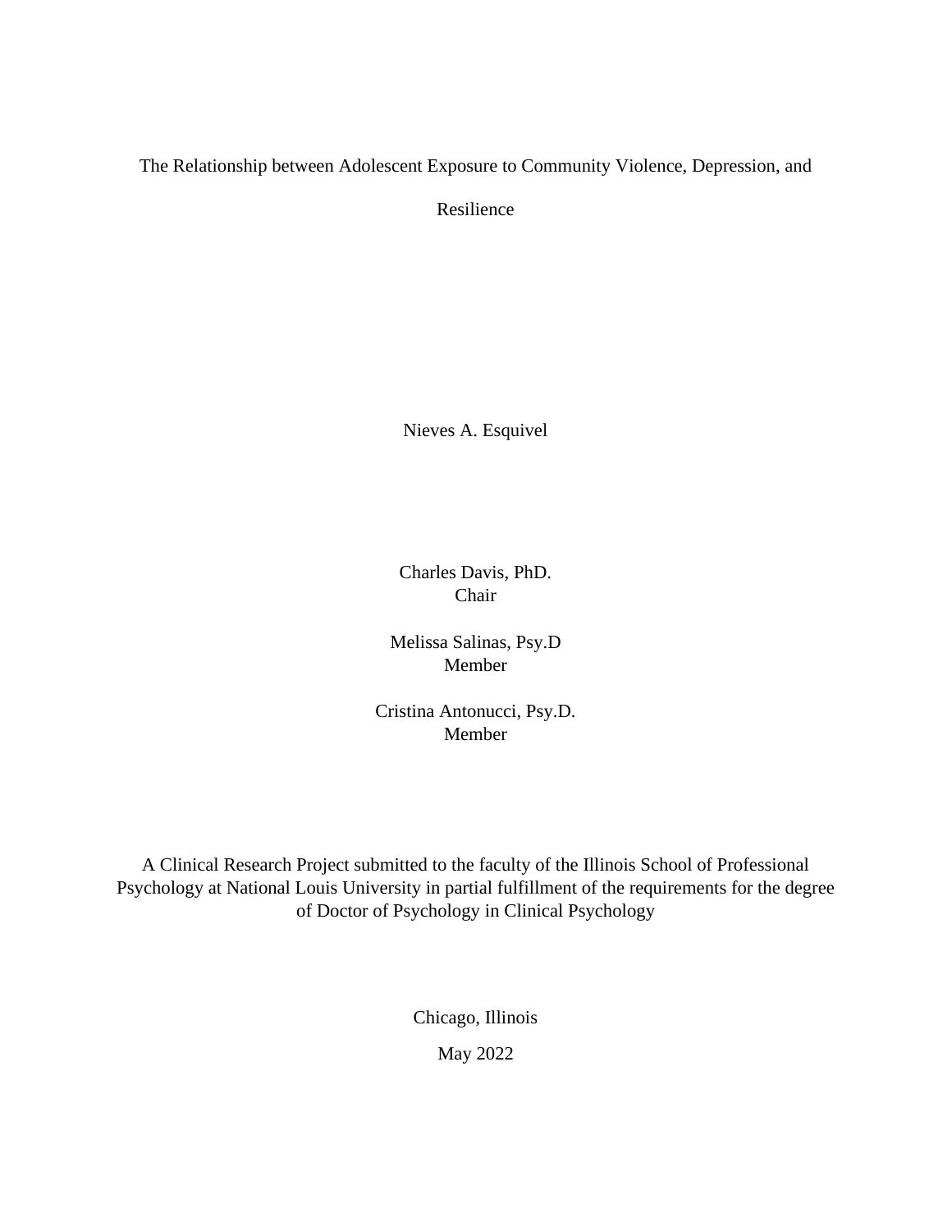The Relationship between Adolescent Exposure to Community Violence, Depression, and

Resilience

Nieves A. Esquivel

Charles Davis, PhD.
Chair

Melissa Salinas, Psy.D
Member

Cristina Antonucci, Psy.D.
Member

A Clinical Research Project submitted to the faculty of the Illinois School of Professional Psychology at National Louis University in partial fulfillment of the requirements for the degree of Doctor of Psychology in Clinical Psychology

Chicago, Illinois

May 2022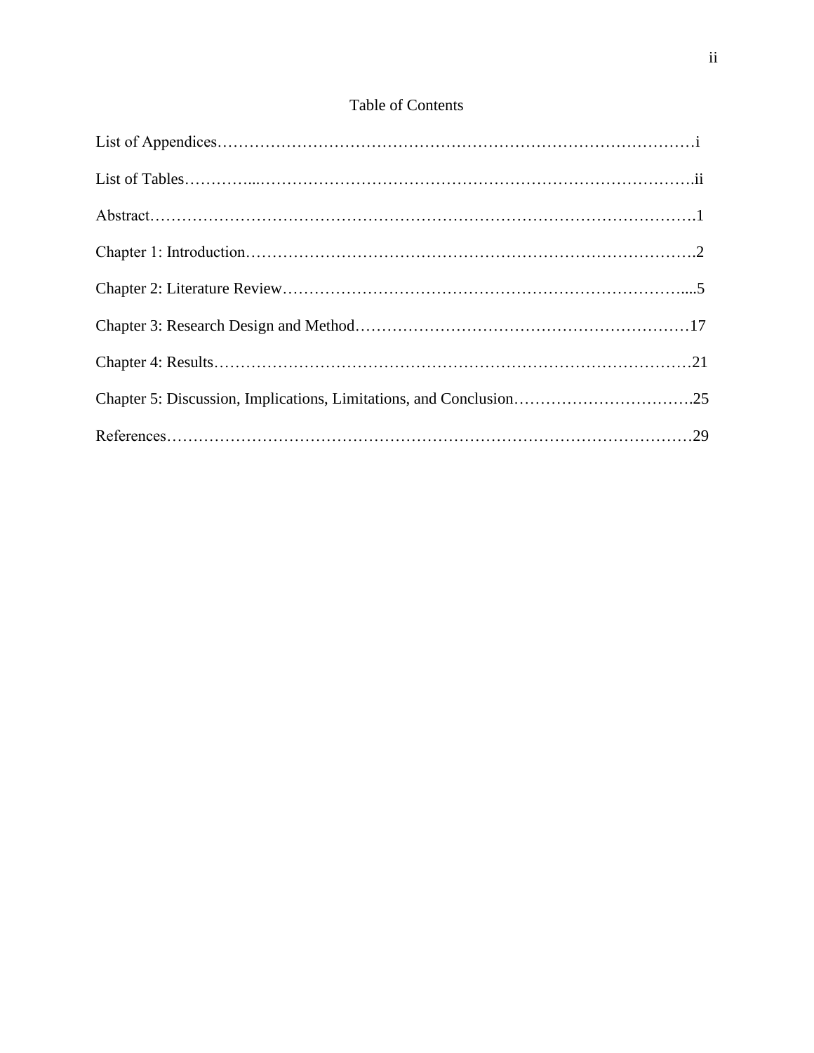# Table of Contents

List of Appendices…………………………………………………………………………………i

List of Tables…………...………………………………………………………………………….ii

Abstract……………………………………………………………………………………….1

Chapter 1: Introduction………………………………………………………………………….2

Chapter 2: Literature Review……………………………………………………………………....5

Chapter 3: Research Design and Method……………………………………………………17

Chapter 4: Results……………………………………………………………………………21

Chapter 5: Discussion, Implications, Limitations, and Conclusion…………………………….25

References……………………………………………………………………………………29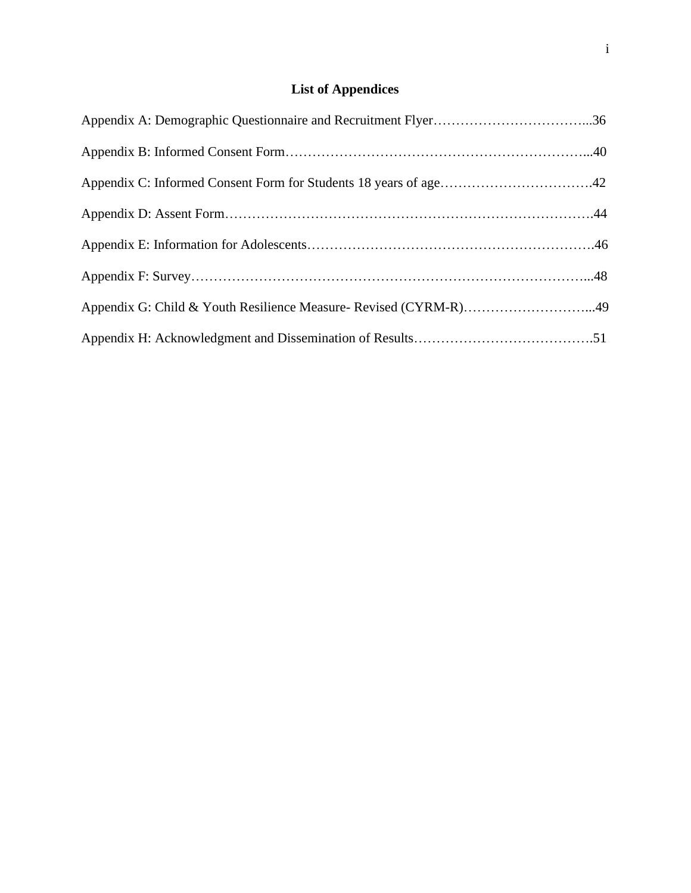# List of Appendices

Appendix A: Demographic Questionnaire and Recruitment Flyer……………………………...36

Appendix B: Informed Consent Form…………………………………………………………...40

Appendix C: Informed Consent Form for Students 18 years of age…………………………….42

Appendix D: Assent Form……………………………………………………………………….44

Appendix E: Information for Adolescents……………………………………………………….46

Appendix F: Survey……………………………………………………………………………...48

Appendix G: Child & Youth Resilience Measure- Revised (CYRM-R)………………………...49

Appendix H: Acknowledgment and Dissemination of Results………………………………….51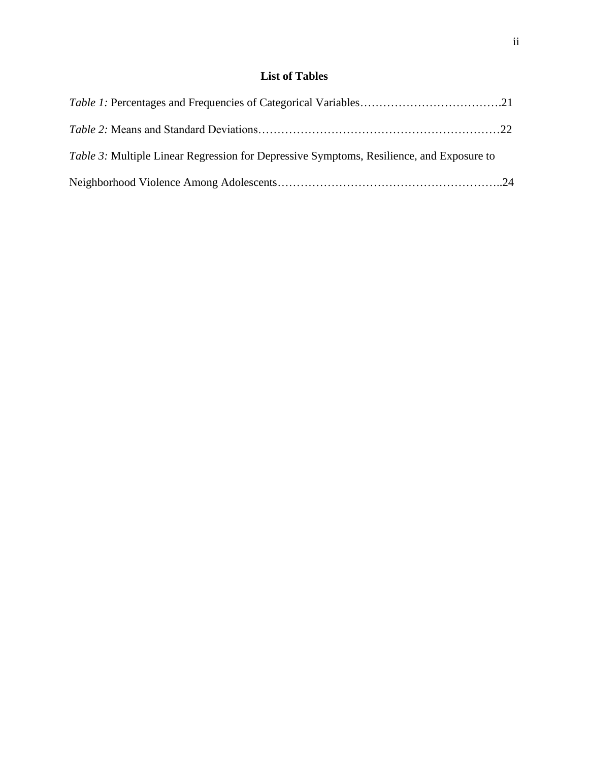## List of Tables

*Table 1:* Percentages and Frequencies of Categorical Variables……………………………….21

*Table 2:* Means and Standard Deviations………………………………………………………22

*Table 3:* Multiple Linear Regression for Depressive Symptoms, Resilience, and Exposure to Neighborhood Violence Among Adolescents…………………………………………………..24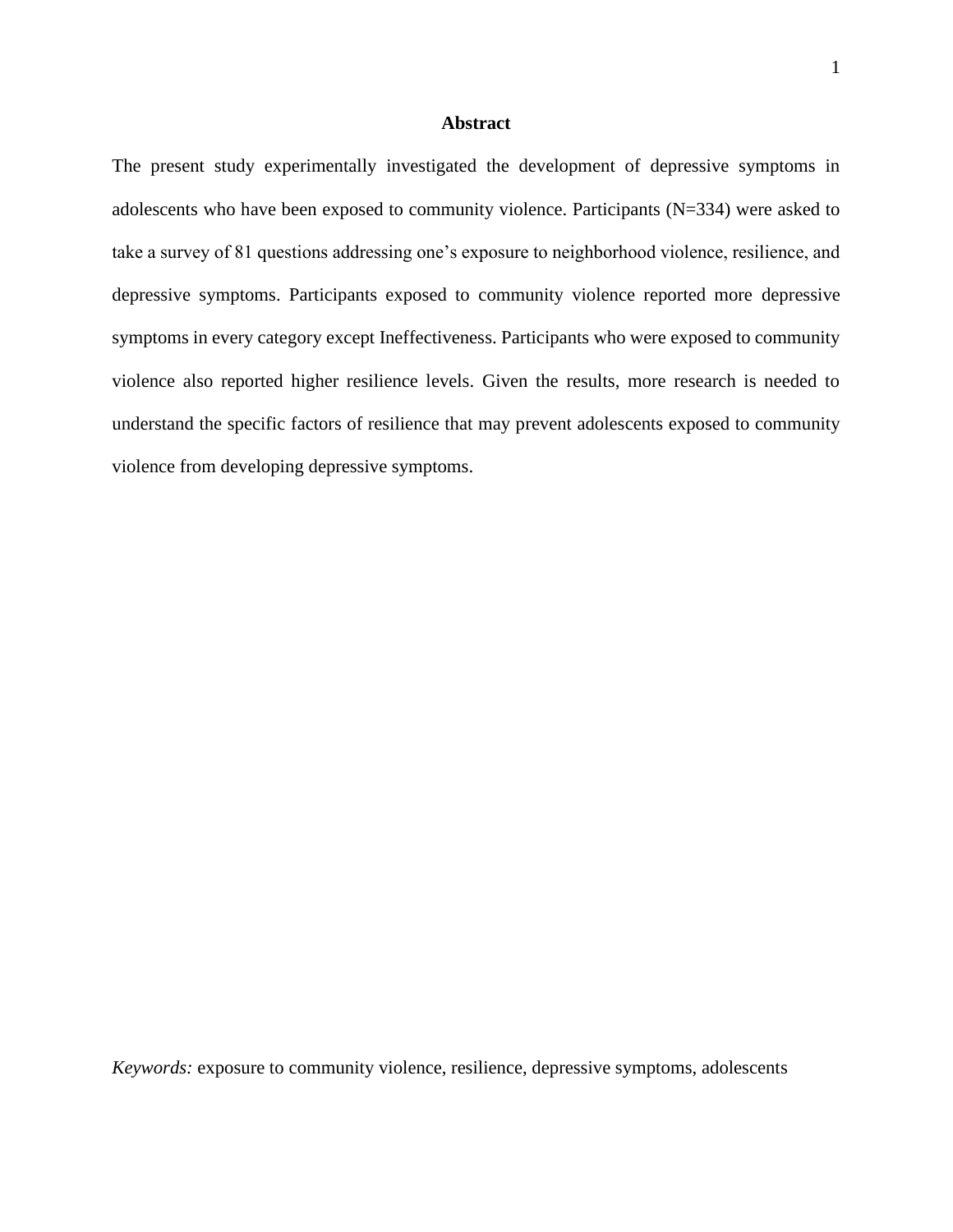# Abstract

The present study experimentally investigated the development of depressive symptoms in adolescents who have been exposed to community violence. Participants (N=334) were asked to take a survey of 81 questions addressing one's exposure to neighborhood violence, resilience, and depressive symptoms. Participants exposed to community violence reported more depressive symptoms in every category except Ineffectiveness. Participants who were exposed to community violence also reported higher resilience levels. Given the results, more research is needed to understand the specific factors of resilience that may prevent adolescents exposed to community violence from developing depressive symptoms.

*Keywords:* exposure to community violence, resilience, depressive symptoms, adolescents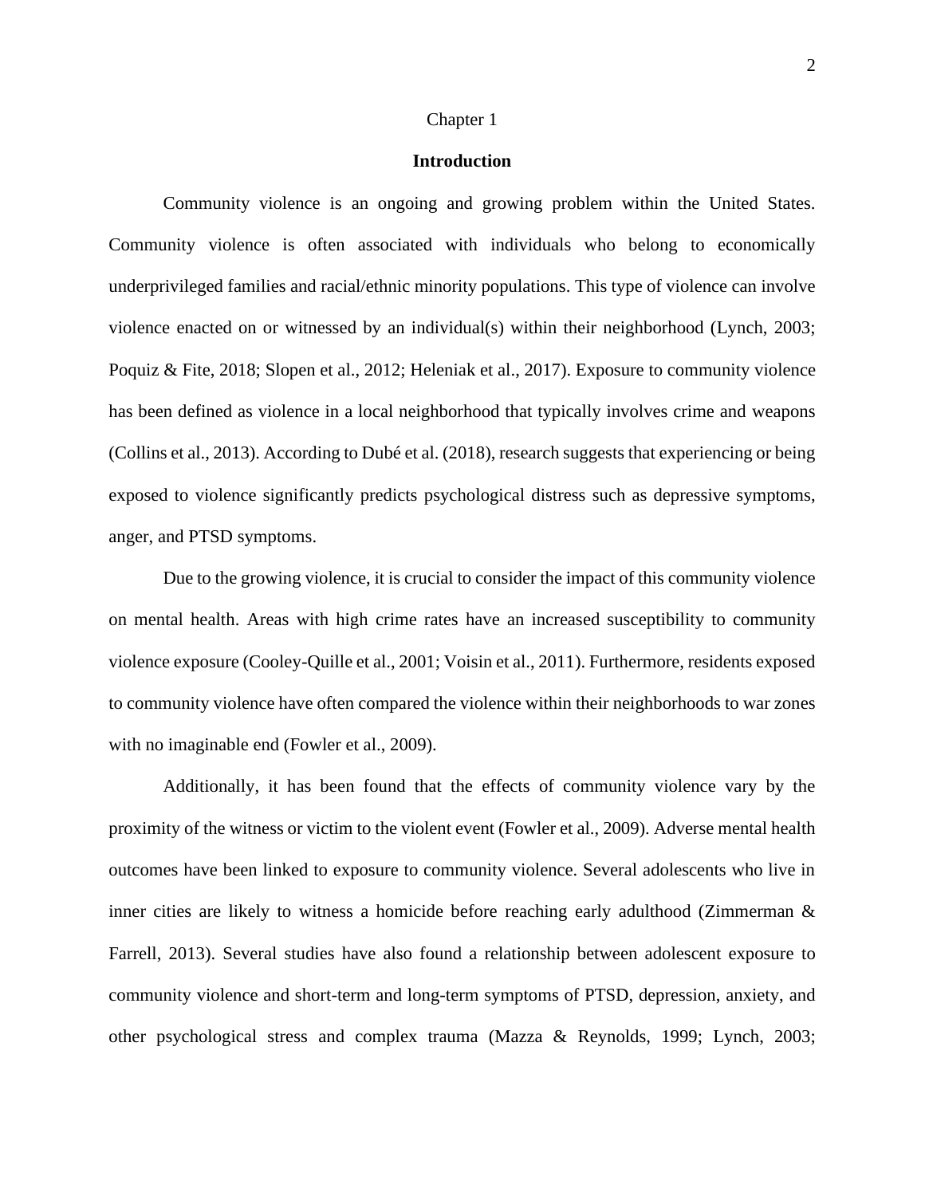Chapter 1

# Introduction

Community violence is an ongoing and growing problem within the United States. Community violence is often associated with individuals who belong to economically underprivileged families and racial/ethnic minority populations. This type of violence can involve violence enacted on or witnessed by an individual(s) within their neighborhood (Lynch, 2003; Poquiz & Fite, 2018; Slopen et al., 2012; Heleniak et al., 2017). Exposure to community violence has been defined as violence in a local neighborhood that typically involves crime and weapons (Collins et al., 2013). According to Dubé et al. (2018), research suggests that experiencing or being exposed to violence significantly predicts psychological distress such as depressive symptoms, anger, and PTSD symptoms.

Due to the growing violence, it is crucial to consider the impact of this community violence on mental health. Areas with high crime rates have an increased susceptibility to community violence exposure (Cooley-Quille et al., 2001; Voisin et al., 2011). Furthermore, residents exposed to community violence have often compared the violence within their neighborhoods to war zones with no imaginable end (Fowler et al., 2009).

Additionally, it has been found that the effects of community violence vary by the proximity of the witness or victim to the violent event (Fowler et al., 2009). Adverse mental health outcomes have been linked to exposure to community violence. Several adolescents who live in inner cities are likely to witness a homicide before reaching early adulthood (Zimmerman & Farrell, 2013). Several studies have also found a relationship between adolescent exposure to community violence and short-term and long-term symptoms of PTSD, depression, anxiety, and other psychological stress and complex trauma (Mazza & Reynolds, 1999; Lynch, 2003;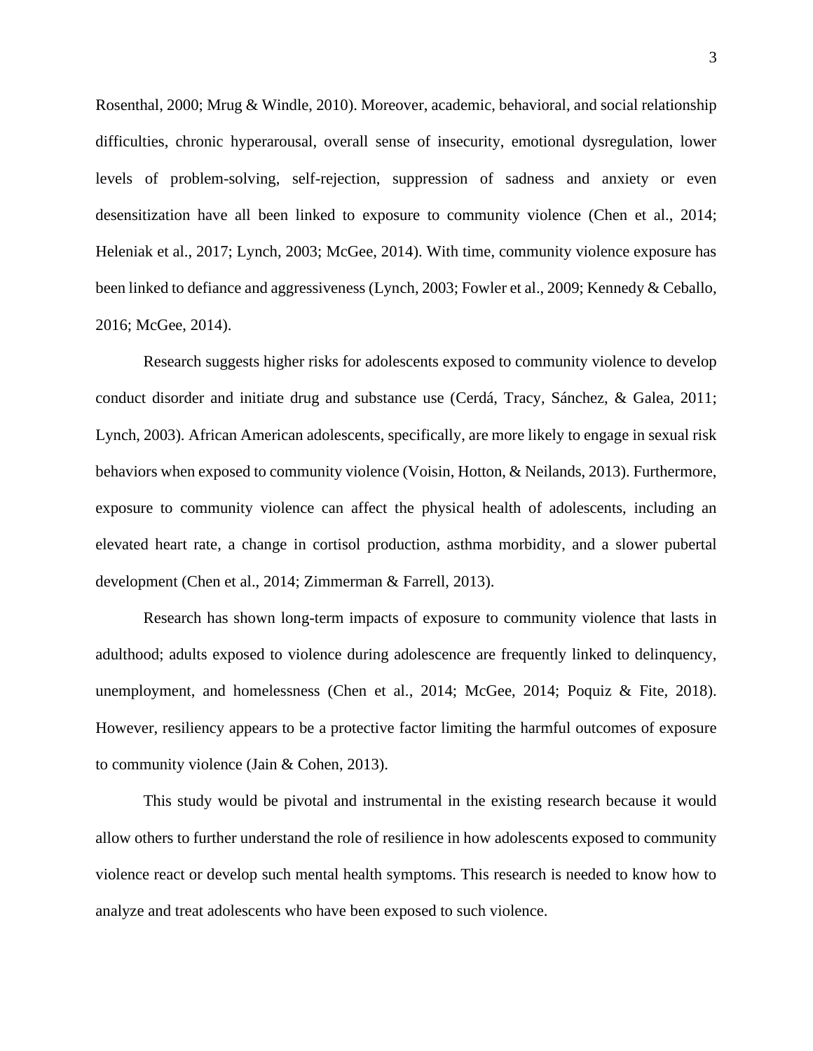Rosenthal, 2000; Mrug & Windle, 2010). Moreover, academic, behavioral, and social relationship difficulties, chronic hyperarousal, overall sense of insecurity, emotional dysregulation, lower levels of problem-solving, self-rejection, suppression of sadness and anxiety or even desensitization have all been linked to exposure to community violence (Chen et al., 2014; Heleniak et al., 2017; Lynch, 2003; McGee, 2014). With time, community violence exposure has been linked to defiance and aggressiveness (Lynch, 2003; Fowler et al., 2009; Kennedy & Ceballo, 2016; McGee, 2014).

Research suggests higher risks for adolescents exposed to community violence to develop conduct disorder and initiate drug and substance use (Cerdá, Tracy, Sánchez, & Galea, 2011; Lynch, 2003). African American adolescents, specifically, are more likely to engage in sexual risk behaviors when exposed to community violence (Voisin, Hotton, & Neilands, 2013). Furthermore, exposure to community violence can affect the physical health of adolescents, including an elevated heart rate, a change in cortisol production, asthma morbidity, and a slower pubertal development (Chen et al., 2014; Zimmerman & Farrell, 2013).

Research has shown long-term impacts of exposure to community violence that lasts in adulthood; adults exposed to violence during adolescence are frequently linked to delinquency, unemployment, and homelessness (Chen et al., 2014; McGee, 2014; Poquiz & Fite, 2018). However, resiliency appears to be a protective factor limiting the harmful outcomes of exposure to community violence (Jain & Cohen, 2013).

This study would be pivotal and instrumental in the existing research because it would allow others to further understand the role of resilience in how adolescents exposed to community violence react or develop such mental health symptoms. This research is needed to know how to analyze and treat adolescents who have been exposed to such violence.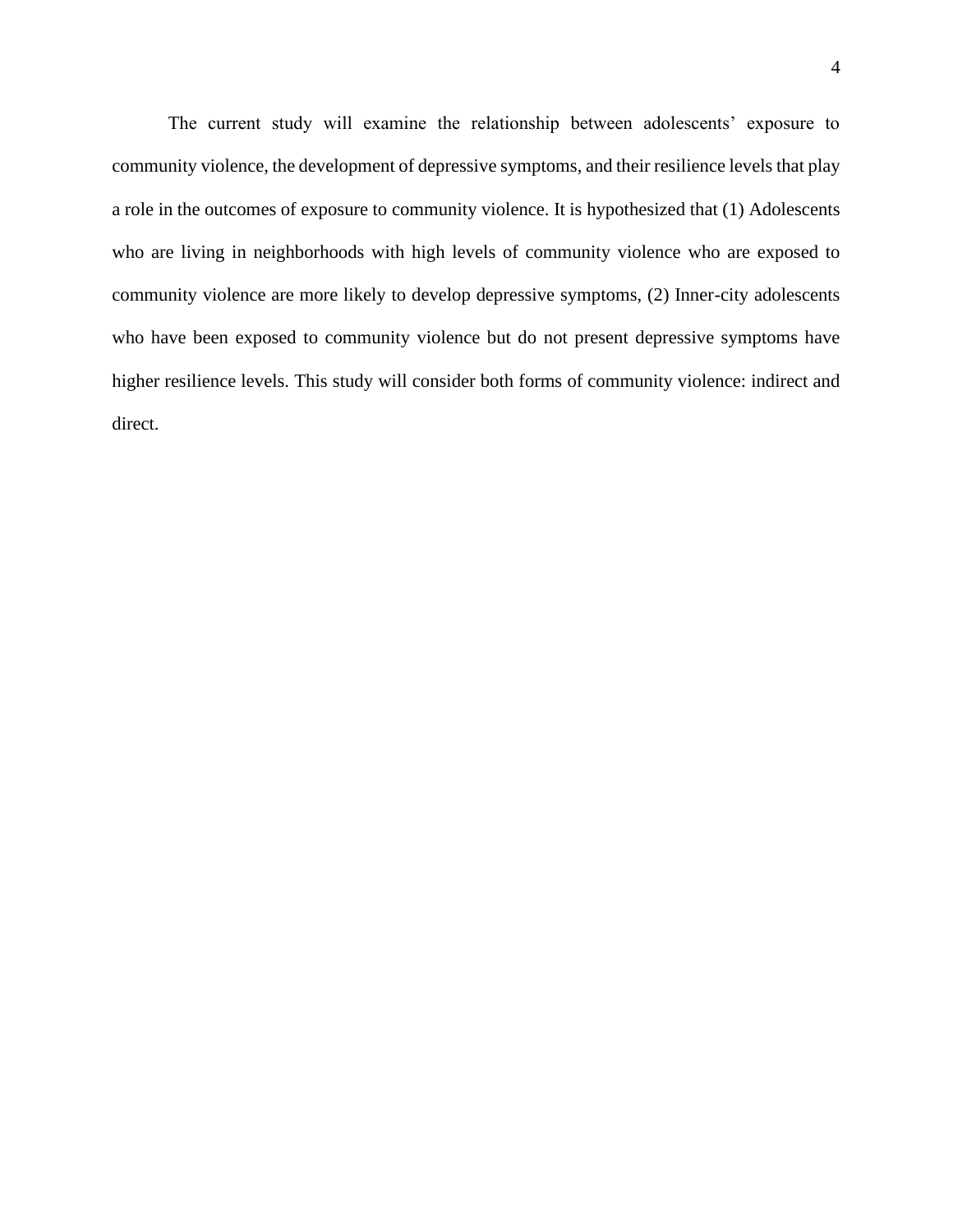The current study will examine the relationship between adolescents' exposure to community violence, the development of depressive symptoms, and their resilience levels that play a role in the outcomes of exposure to community violence. It is hypothesized that (1) Adolescents who are living in neighborhoods with high levels of community violence who are exposed to community violence are more likely to develop depressive symptoms, (2) Inner-city adolescents who have been exposed to community violence but do not present depressive symptoms have higher resilience levels. This study will consider both forms of community violence: indirect and direct.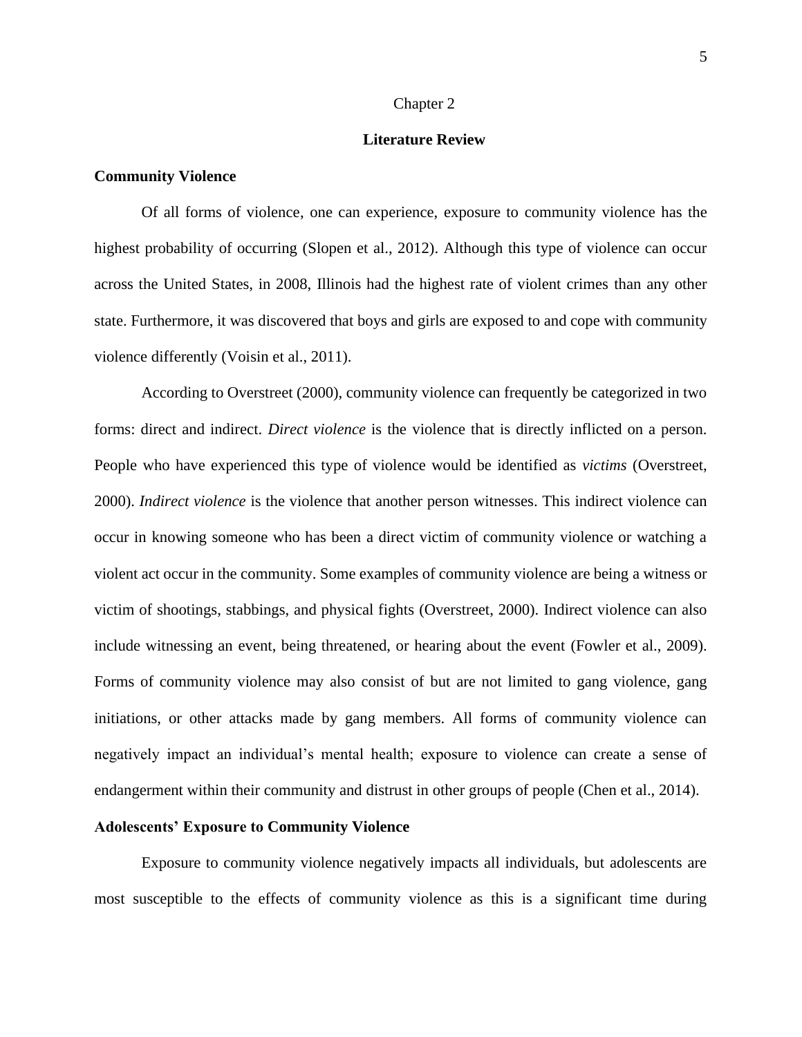# Chapter 2

# Literature Review

## Community Violence

Of all forms of violence, one can experience, exposure to community violence has the highest probability of occurring (Slopen et al., 2012). Although this type of violence can occur across the United States, in 2008, Illinois had the highest rate of violent crimes than any other state. Furthermore, it was discovered that boys and girls are exposed to and cope with community violence differently (Voisin et al., 2011).

According to Overstreet (2000), community violence can frequently be categorized in two forms: direct and indirect. *Direct violence* is the violence that is directly inflicted on a person. People who have experienced this type of violence would be identified as *victims* (Overstreet, 2000). *Indirect violence* is the violence that another person witnesses. This indirect violence can occur in knowing someone who has been a direct victim of community violence or watching a violent act occur in the community. Some examples of community violence are being a witness or victim of shootings, stabbings, and physical fights (Overstreet, 2000). Indirect violence can also include witnessing an event, being threatened, or hearing about the event (Fowler et al., 2009). Forms of community violence may also consist of but are not limited to gang violence, gang initiations, or other attacks made by gang members. All forms of community violence can negatively impact an individual's mental health; exposure to violence can create a sense of endangerment within their community and distrust in other groups of people (Chen et al., 2014).

## Adolescents' Exposure to Community Violence

Exposure to community violence negatively impacts all individuals, but adolescents are most susceptible to the effects of community violence as this is a significant time during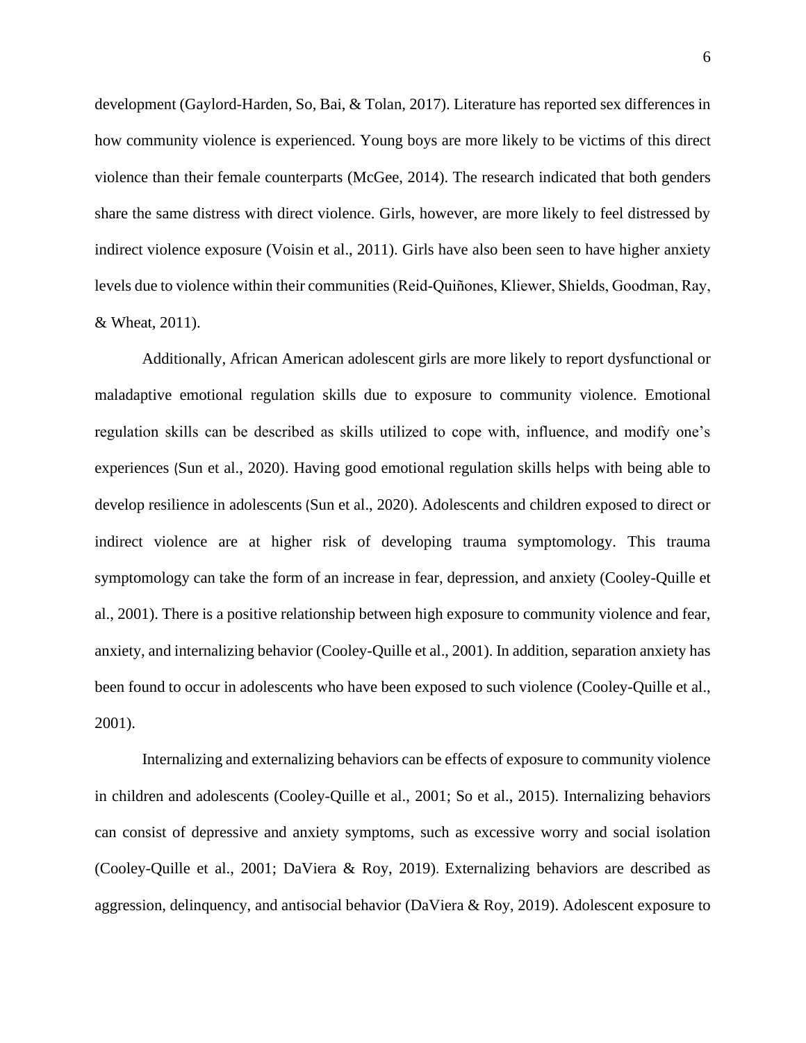development (Gaylord-Harden, So, Bai, & Tolan, 2017). Literature has reported sex differences in how community violence is experienced. Young boys are more likely to be victims of this direct violence than their female counterparts (McGee, 2014). The research indicated that both genders share the same distress with direct violence. Girls, however, are more likely to feel distressed by indirect violence exposure (Voisin et al., 2011). Girls have also been seen to have higher anxiety levels due to violence within their communities (Reid-Quiñones, Kliewer, Shields, Goodman, Ray, & Wheat, 2011).

Additionally, African American adolescent girls are more likely to report dysfunctional or maladaptive emotional regulation skills due to exposure to community violence. Emotional regulation skills can be described as skills utilized to cope with, influence, and modify one's experiences (Sun et al., 2020). Having good emotional regulation skills helps with being able to develop resilience in adolescents (Sun et al., 2020). Adolescents and children exposed to direct or indirect violence are at higher risk of developing trauma symptomology. This trauma symptomology can take the form of an increase in fear, depression, and anxiety (Cooley-Quille et al., 2001). There is a positive relationship between high exposure to community violence and fear, anxiety, and internalizing behavior (Cooley-Quille et al., 2001). In addition, separation anxiety has been found to occur in adolescents who have been exposed to such violence (Cooley-Quille et al., 2001).

Internalizing and externalizing behaviors can be effects of exposure to community violence in children and adolescents (Cooley-Quille et al., 2001; So et al., 2015). Internalizing behaviors can consist of depressive and anxiety symptoms, such as excessive worry and social isolation (Cooley-Quille et al., 2001; DaViera & Roy, 2019). Externalizing behaviors are described as aggression, delinquency, and antisocial behavior (DaViera & Roy, 2019). Adolescent exposure to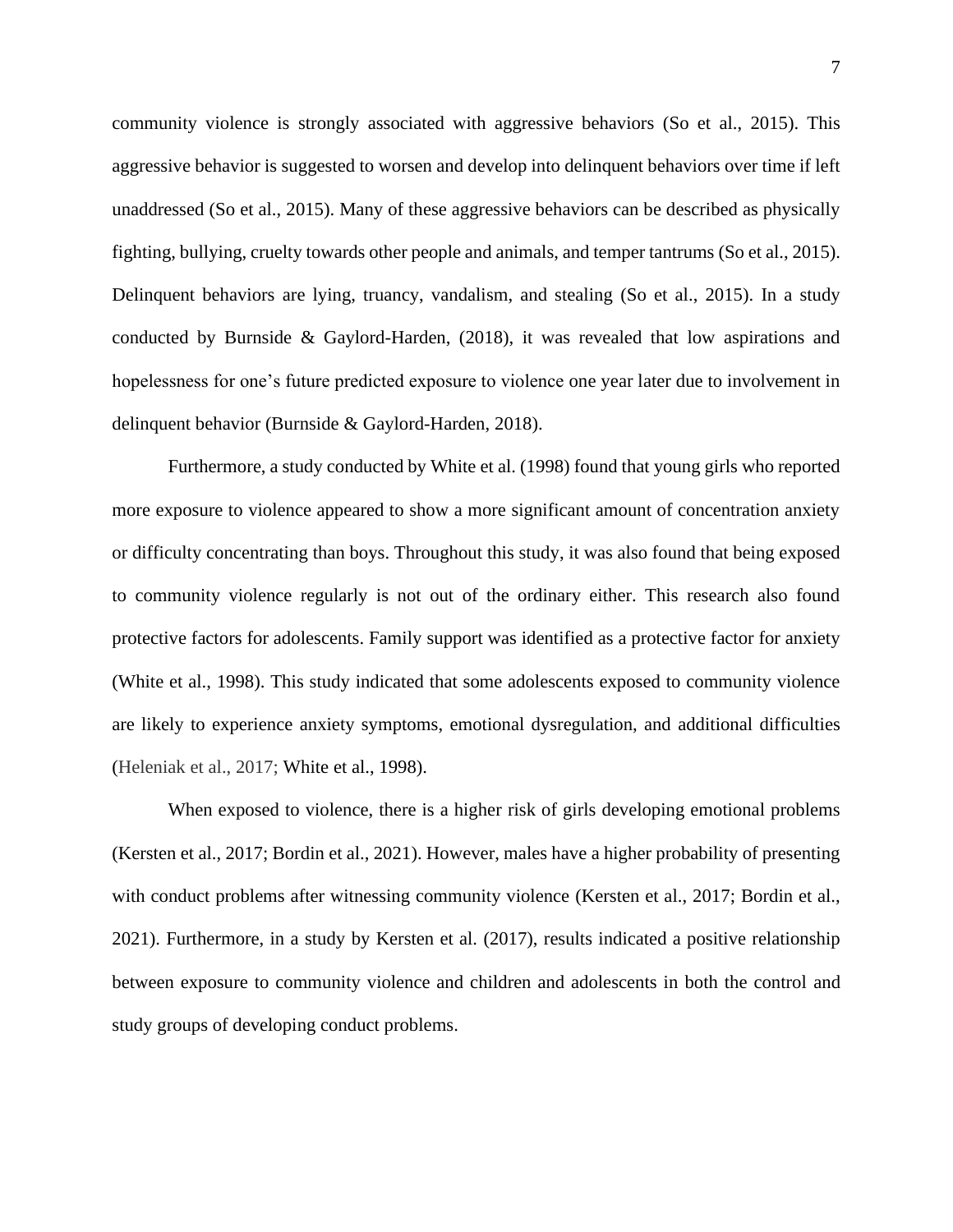community violence is strongly associated with aggressive behaviors (So et al., 2015). This aggressive behavior is suggested to worsen and develop into delinquent behaviors over time if left unaddressed (So et al., 2015). Many of these aggressive behaviors can be described as physically fighting, bullying, cruelty towards other people and animals, and temper tantrums (So et al., 2015). Delinquent behaviors are lying, truancy, vandalism, and stealing (So et al., 2015). In a study conducted by Burnside & Gaylord-Harden, (2018), it was revealed that low aspirations and hopelessness for one's future predicted exposure to violence one year later due to involvement in delinquent behavior (Burnside & Gaylord-Harden, 2018).

Furthermore, a study conducted by White et al. (1998) found that young girls who reported more exposure to violence appeared to show a more significant amount of concentration anxiety or difficulty concentrating than boys. Throughout this study, it was also found that being exposed to community violence regularly is not out of the ordinary either. This research also found protective factors for adolescents. Family support was identified as a protective factor for anxiety (White et al., 1998). This study indicated that some adolescents exposed to community violence are likely to experience anxiety symptoms, emotional dysregulation, and additional difficulties (Heleniak et al., 2017; White et al., 1998).

When exposed to violence, there is a higher risk of girls developing emotional problems (Kersten et al., 2017; Bordin et al., 2021). However, males have a higher probability of presenting with conduct problems after witnessing community violence (Kersten et al., 2017; Bordin et al., 2021). Furthermore, in a study by Kersten et al. (2017), results indicated a positive relationship between exposure to community violence and children and adolescents in both the control and study groups of developing conduct problems.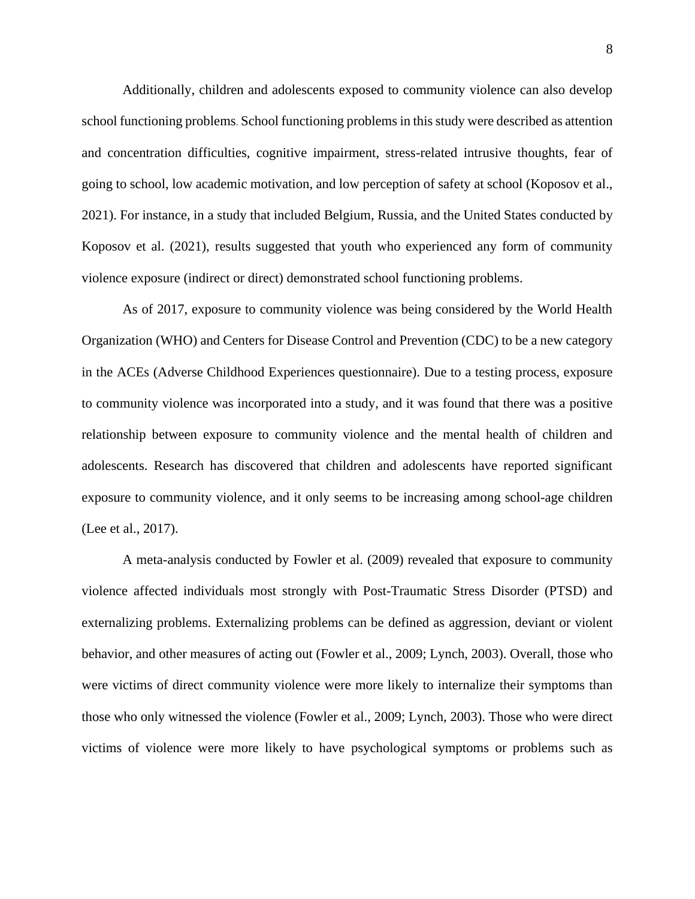Additionally, children and adolescents exposed to community violence can also develop school functioning problems. School functioning problems in this study were described as attention and concentration difficulties, cognitive impairment, stress-related intrusive thoughts, fear of going to school, low academic motivation, and low perception of safety at school (Koposov et al., 2021). For instance, in a study that included Belgium, Russia, and the United States conducted by Koposov et al. (2021), results suggested that youth who experienced any form of community violence exposure (indirect or direct) demonstrated school functioning problems.

As of 2017, exposure to community violence was being considered by the World Health Organization (WHO) and Centers for Disease Control and Prevention (CDC) to be a new category in the ACEs (Adverse Childhood Experiences questionnaire). Due to a testing process, exposure to community violence was incorporated into a study, and it was found that there was a positive relationship between exposure to community violence and the mental health of children and adolescents. Research has discovered that children and adolescents have reported significant exposure to community violence, and it only seems to be increasing among school-age children (Lee et al., 2017).

A meta-analysis conducted by Fowler et al. (2009) revealed that exposure to community violence affected individuals most strongly with Post-Traumatic Stress Disorder (PTSD) and externalizing problems. Externalizing problems can be defined as aggression, deviant or violent behavior, and other measures of acting out (Fowler et al., 2009; Lynch, 2003). Overall, those who were victims of direct community violence were more likely to internalize their symptoms than those who only witnessed the violence (Fowler et al., 2009; Lynch, 2003). Those who were direct victims of violence were more likely to have psychological symptoms or problems such as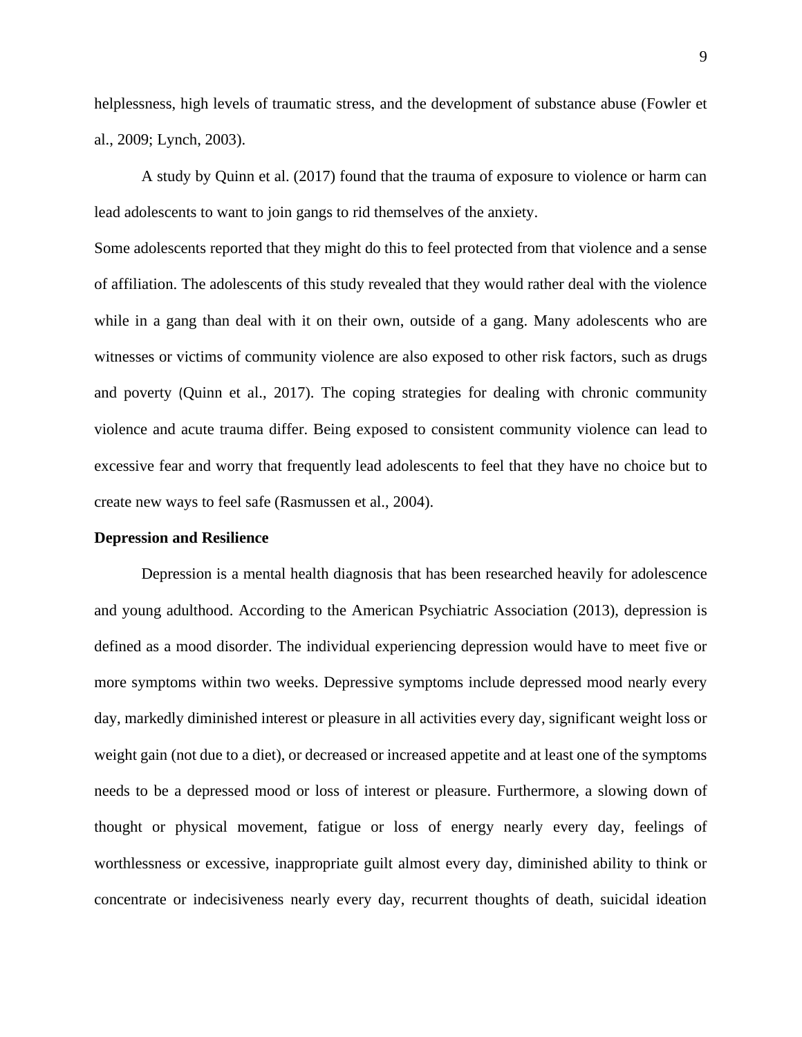helplessness, high levels of traumatic stress, and the development of substance abuse (Fowler et al., 2009; Lynch, 2003).

A study by Quinn et al. (2017) found that the trauma of exposure to violence or harm can lead adolescents to want to join gangs to rid themselves of the anxiety.

Some adolescents reported that they might do this to feel protected from that violence and a sense of affiliation. The adolescents of this study revealed that they would rather deal with the violence while in a gang than deal with it on their own, outside of a gang. Many adolescents who are witnesses or victims of community violence are also exposed to other risk factors, such as drugs and poverty (Quinn et al., 2017). The coping strategies for dealing with chronic community violence and acute trauma differ. Being exposed to consistent community violence can lead to excessive fear and worry that frequently lead adolescents to feel that they have no choice but to create new ways to feel safe (Rasmussen et al., 2004).

**Depression and Resilience**

Depression is a mental health diagnosis that has been researched heavily for adolescence and young adulthood. According to the American Psychiatric Association (2013), depression is defined as a mood disorder. The individual experiencing depression would have to meet five or more symptoms within two weeks. Depressive symptoms include depressed mood nearly every day, markedly diminished interest or pleasure in all activities every day, significant weight loss or weight gain (not due to a diet), or decreased or increased appetite and at least one of the symptoms needs to be a depressed mood or loss of interest or pleasure. Furthermore, a slowing down of thought or physical movement, fatigue or loss of energy nearly every day, feelings of worthlessness or excessive, inappropriate guilt almost every day, diminished ability to think or concentrate or indecisiveness nearly every day, recurrent thoughts of death, suicidal ideation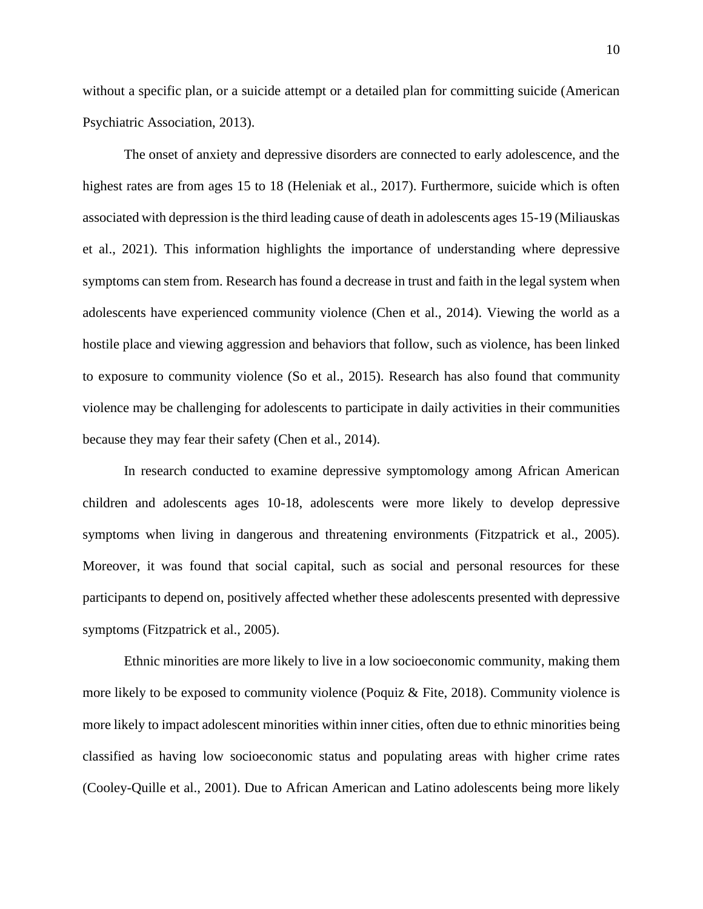without a specific plan, or a suicide attempt or a detailed plan for committing suicide (American Psychiatric Association, 2013).

The onset of anxiety and depressive disorders are connected to early adolescence, and the highest rates are from ages 15 to 18 (Heleniak et al., 2017). Furthermore, suicide which is often associated with depression is the third leading cause of death in adolescents ages 15-19 (Miliauskas et al., 2021). This information highlights the importance of understanding where depressive symptoms can stem from. Research has found a decrease in trust and faith in the legal system when adolescents have experienced community violence (Chen et al., 2014). Viewing the world as a hostile place and viewing aggression and behaviors that follow, such as violence, has been linked to exposure to community violence (So et al., 2015). Research has also found that community violence may be challenging for adolescents to participate in daily activities in their communities because they may fear their safety (Chen et al., 2014).

In research conducted to examine depressive symptomology among African American children and adolescents ages 10-18, adolescents were more likely to develop depressive symptoms when living in dangerous and threatening environments (Fitzpatrick et al., 2005). Moreover, it was found that social capital, such as social and personal resources for these participants to depend on, positively affected whether these adolescents presented with depressive symptoms (Fitzpatrick et al., 2005).

Ethnic minorities are more likely to live in a low socioeconomic community, making them more likely to be exposed to community violence (Poquiz & Fite, 2018). Community violence is more likely to impact adolescent minorities within inner cities, often due to ethnic minorities being classified as having low socioeconomic status and populating areas with higher crime rates (Cooley-Quille et al., 2001). Due to African American and Latino adolescents being more likely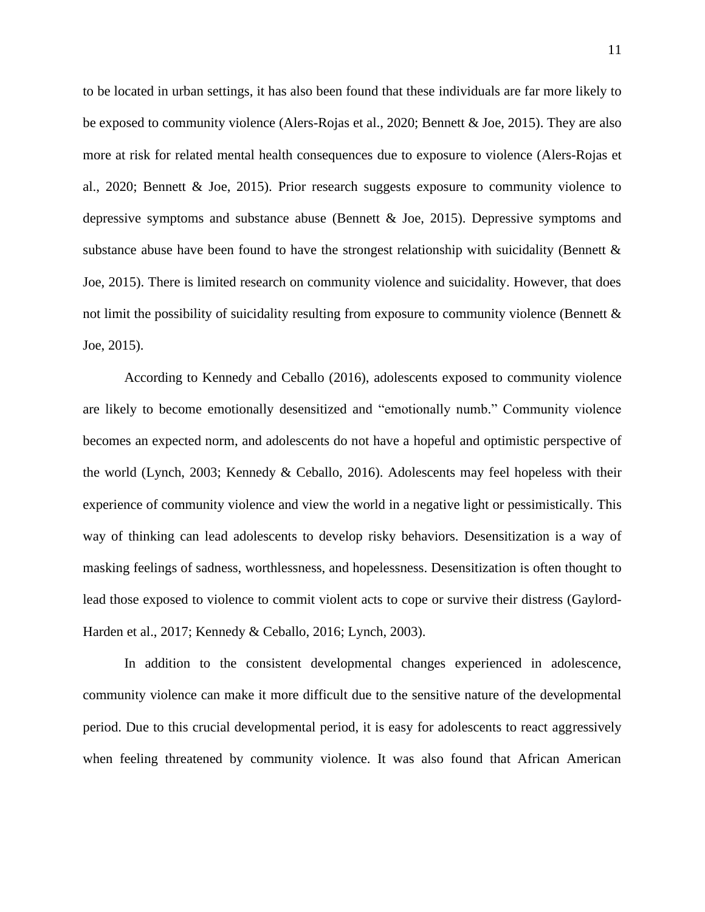to be located in urban settings, it has also been found that these individuals are far more likely to be exposed to community violence (Alers-Rojas et al., 2020; Bennett & Joe, 2015). They are also more at risk for related mental health consequences due to exposure to violence (Alers-Rojas et al., 2020; Bennett & Joe, 2015). Prior research suggests exposure to community violence to depressive symptoms and substance abuse (Bennett & Joe, 2015). Depressive symptoms and substance abuse have been found to have the strongest relationship with suicidality (Bennett & Joe, 2015). There is limited research on community violence and suicidality. However, that does not limit the possibility of suicidality resulting from exposure to community violence (Bennett & Joe, 2015).

According to Kennedy and Ceballo (2016), adolescents exposed to community violence are likely to become emotionally desensitized and "emotionally numb." Community violence becomes an expected norm, and adolescents do not have a hopeful and optimistic perspective of the world (Lynch, 2003; Kennedy & Ceballo, 2016). Adolescents may feel hopeless with their experience of community violence and view the world in a negative light or pessimistically. This way of thinking can lead adolescents to develop risky behaviors. Desensitization is a way of masking feelings of sadness, worthlessness, and hopelessness. Desensitization is often thought to lead those exposed to violence to commit violent acts to cope or survive their distress (Gaylord-Harden et al., 2017; Kennedy & Ceballo, 2016; Lynch, 2003).

In addition to the consistent developmental changes experienced in adolescence, community violence can make it more difficult due to the sensitive nature of the developmental period. Due to this crucial developmental period, it is easy for adolescents to react aggressively when feeling threatened by community violence. It was also found that African American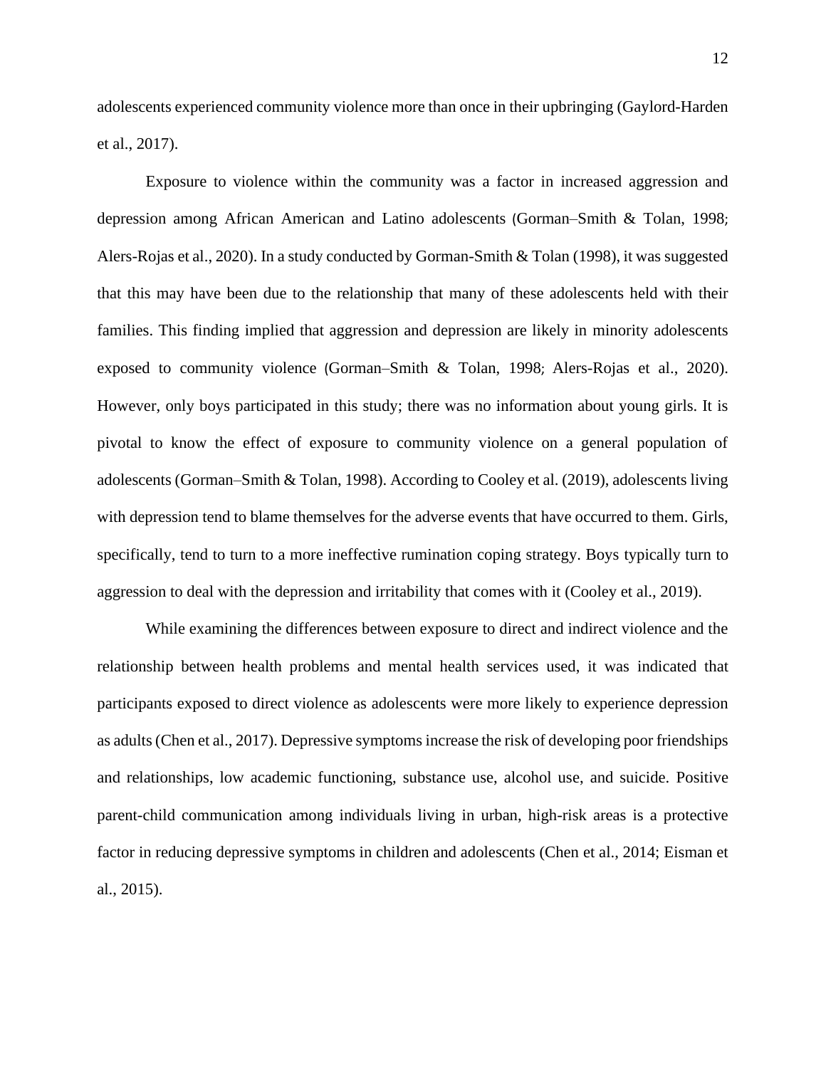adolescents experienced community violence more than once in their upbringing (Gaylord-Harden et al., 2017).

Exposure to violence within the community was a factor in increased aggression and depression among African American and Latino adolescents (Gorman–Smith & Tolan, 1998; Alers-Rojas et al., 2020). In a study conducted by Gorman-Smith & Tolan (1998), it was suggested that this may have been due to the relationship that many of these adolescents held with their families. This finding implied that aggression and depression are likely in minority adolescents exposed to community violence (Gorman–Smith & Tolan, 1998; Alers-Rojas et al., 2020). However, only boys participated in this study; there was no information about young girls. It is pivotal to know the effect of exposure to community violence on a general population of adolescents (Gorman–Smith & Tolan, 1998). According to Cooley et al. (2019), adolescents living with depression tend to blame themselves for the adverse events that have occurred to them. Girls, specifically, tend to turn to a more ineffective rumination coping strategy. Boys typically turn to aggression to deal with the depression and irritability that comes with it (Cooley et al., 2019).

While examining the differences between exposure to direct and indirect violence and the relationship between health problems and mental health services used, it was indicated that participants exposed to direct violence as adolescents were more likely to experience depression as adults (Chen et al., 2017). Depressive symptoms increase the risk of developing poor friendships and relationships, low academic functioning, substance use, alcohol use, and suicide. Positive parent-child communication among individuals living in urban, high-risk areas is a protective factor in reducing depressive symptoms in children and adolescents (Chen et al., 2014; Eisman et al., 2015).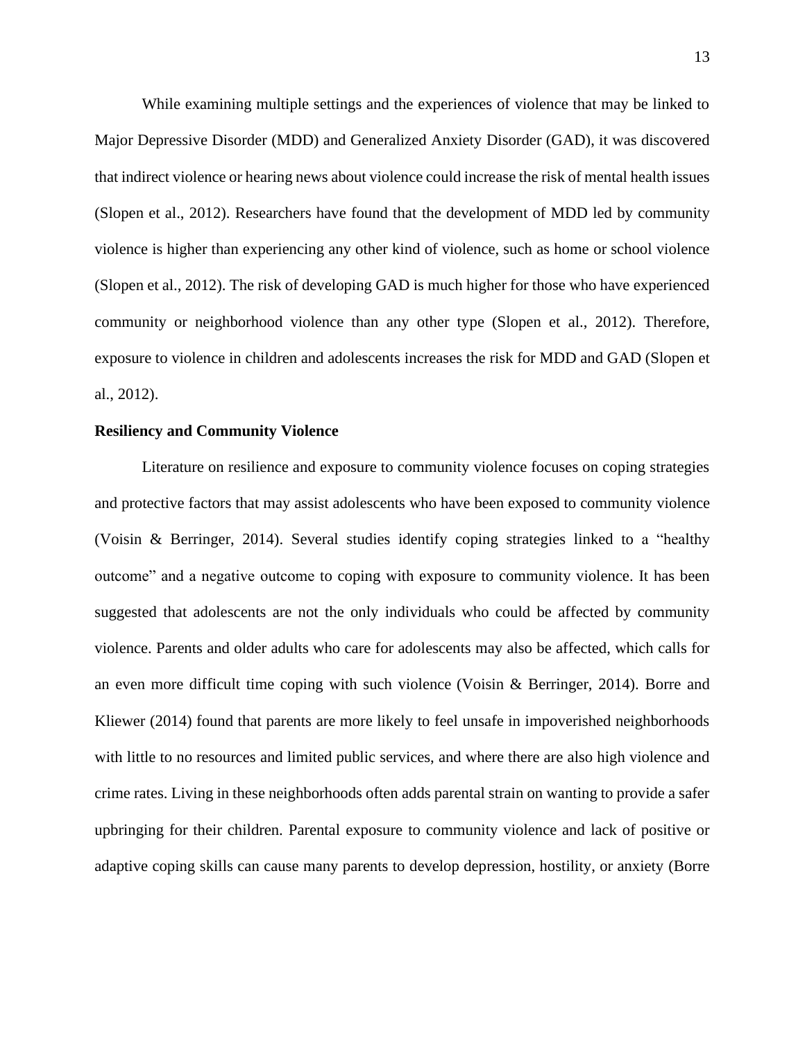While examining multiple settings and the experiences of violence that may be linked to Major Depressive Disorder (MDD) and Generalized Anxiety Disorder (GAD), it was discovered that indirect violence or hearing news about violence could increase the risk of mental health issues (Slopen et al., 2012). Researchers have found that the development of MDD led by community violence is higher than experiencing any other kind of violence, such as home or school violence (Slopen et al., 2012). The risk of developing GAD is much higher for those who have experienced community or neighborhood violence than any other type (Slopen et al., 2012). Therefore, exposure to violence in children and adolescents increases the risk for MDD and GAD (Slopen et al., 2012).

**Resiliency and Community Violence**

Literature on resilience and exposure to community violence focuses on coping strategies and protective factors that may assist adolescents who have been exposed to community violence (Voisin & Berringer, 2014). Several studies identify coping strategies linked to a "healthy outcome" and a negative outcome to coping with exposure to community violence. It has been suggested that adolescents are not the only individuals who could be affected by community violence. Parents and older adults who care for adolescents may also be affected, which calls for an even more difficult time coping with such violence (Voisin & Berringer, 2014). Borre and Kliewer (2014) found that parents are more likely to feel unsafe in impoverished neighborhoods with little to no resources and limited public services, and where there are also high violence and crime rates. Living in these neighborhoods often adds parental strain on wanting to provide a safer upbringing for their children. Parental exposure to community violence and lack of positive or adaptive coping skills can cause many parents to develop depression, hostility, or anxiety (Borre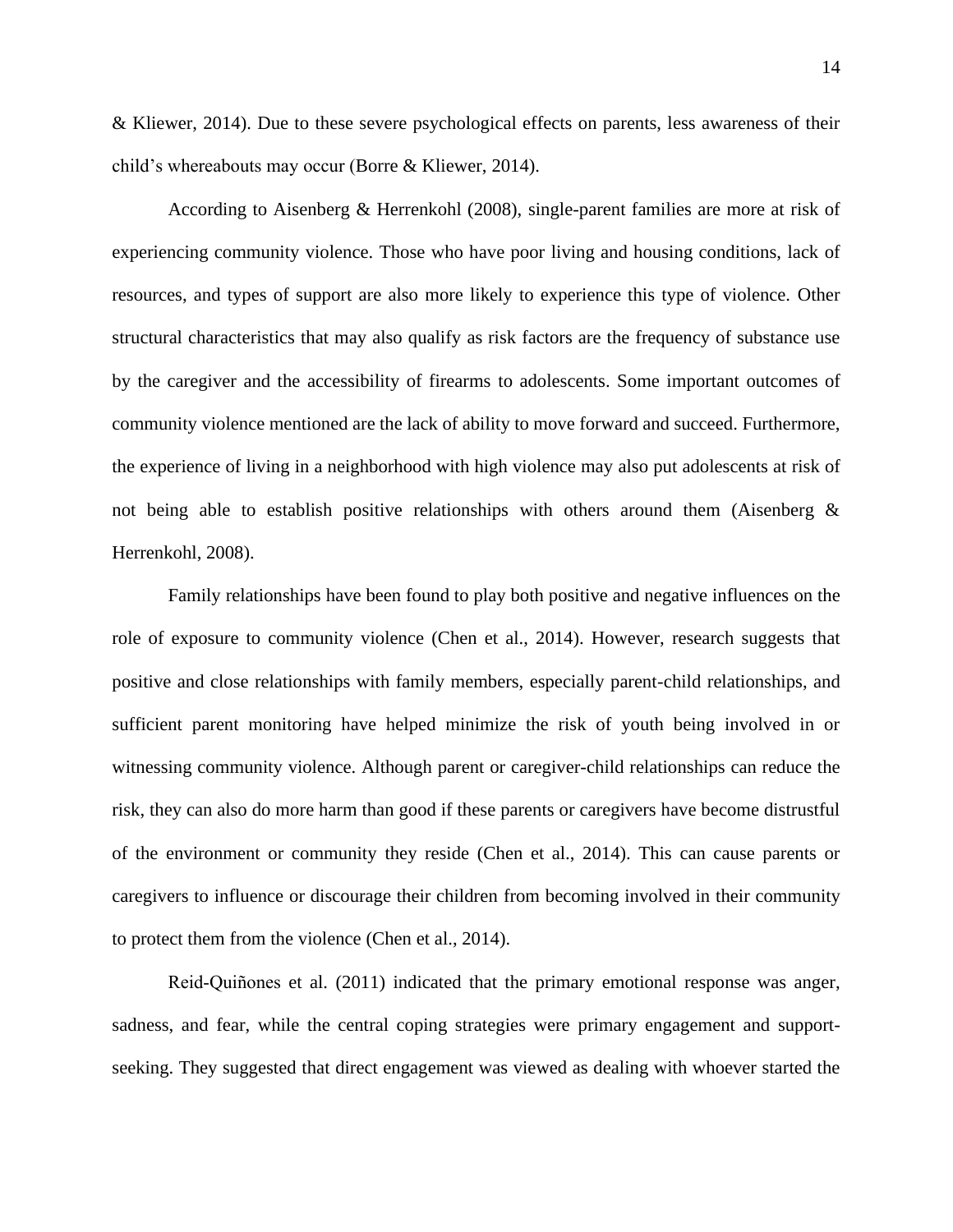& Kliewer, 2014). Due to these severe psychological effects on parents, less awareness of their child's whereabouts may occur (Borre & Kliewer, 2014).

According to Aisenberg & Herrenkohl (2008), single-parent families are more at risk of experiencing community violence. Those who have poor living and housing conditions, lack of resources, and types of support are also more likely to experience this type of violence. Other structural characteristics that may also qualify as risk factors are the frequency of substance use by the caregiver and the accessibility of firearms to adolescents. Some important outcomes of community violence mentioned are the lack of ability to move forward and succeed. Furthermore, the experience of living in a neighborhood with high violence may also put adolescents at risk of not being able to establish positive relationships with others around them (Aisenberg & Herrenkohl, 2008).

Family relationships have been found to play both positive and negative influences on the role of exposure to community violence (Chen et al., 2014). However, research suggests that positive and close relationships with family members, especially parent-child relationships, and sufficient parent monitoring have helped minimize the risk of youth being involved in or witnessing community violence. Although parent or caregiver-child relationships can reduce the risk, they can also do more harm than good if these parents or caregivers have become distrustful of the environment or community they reside (Chen et al., 2014). This can cause parents or caregivers to influence or discourage their children from becoming involved in their community to protect them from the violence (Chen et al., 2014).

Reid-Quiñones et al. (2011) indicated that the primary emotional response was anger, sadness, and fear, while the central coping strategies were primary engagement and support-seeking. They suggested that direct engagement was viewed as dealing with whoever started the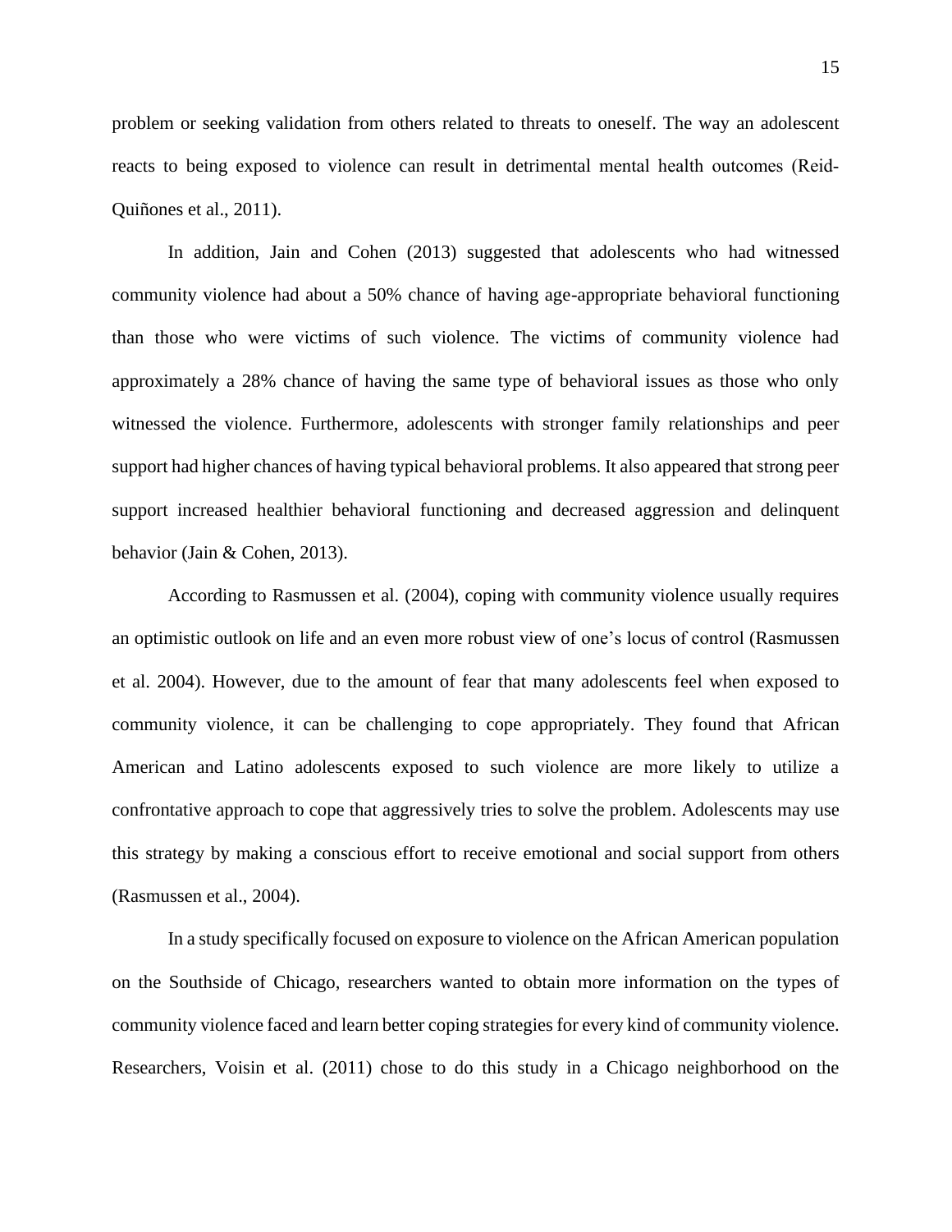problem or seeking validation from others related to threats to oneself. The way an adolescent reacts to being exposed to violence can result in detrimental mental health outcomes (Reid-Quiñones et al., 2011).

In addition, Jain and Cohen (2013) suggested that adolescents who had witnessed community violence had about a 50% chance of having age-appropriate behavioral functioning than those who were victims of such violence. The victims of community violence had approximately a 28% chance of having the same type of behavioral issues as those who only witnessed the violence. Furthermore, adolescents with stronger family relationships and peer support had higher chances of having typical behavioral problems. It also appeared that strong peer support increased healthier behavioral functioning and decreased aggression and delinquent behavior (Jain & Cohen, 2013).

According to Rasmussen et al. (2004), coping with community violence usually requires an optimistic outlook on life and an even more robust view of one's locus of control (Rasmussen et al. 2004). However, due to the amount of fear that many adolescents feel when exposed to community violence, it can be challenging to cope appropriately. They found that African American and Latino adolescents exposed to such violence are more likely to utilize a confrontative approach to cope that aggressively tries to solve the problem. Adolescents may use this strategy by making a conscious effort to receive emotional and social support from others (Rasmussen et al., 2004).

In a study specifically focused on exposure to violence on the African American population on the Southside of Chicago, researchers wanted to obtain more information on the types of community violence faced and learn better coping strategies for every kind of community violence. Researchers, Voisin et al. (2011) chose to do this study in a Chicago neighborhood on the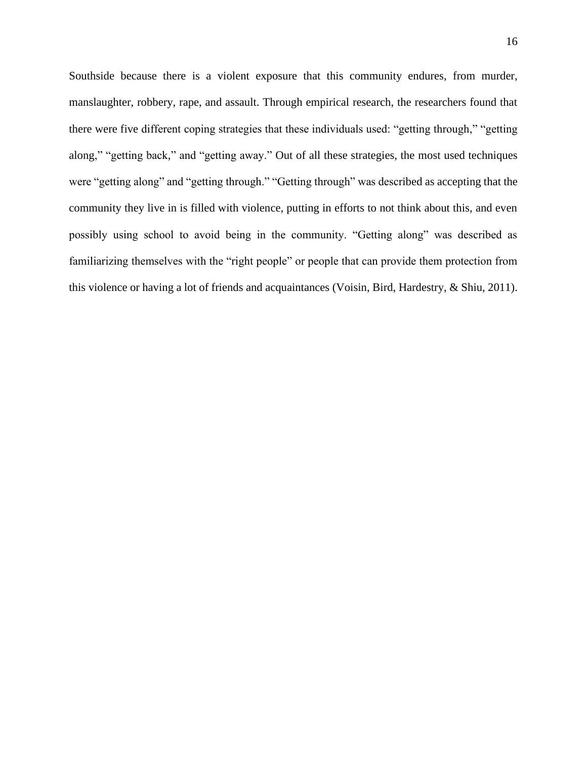Southside because there is a violent exposure that this community endures, from murder, manslaughter, robbery, rape, and assault. Through empirical research, the researchers found that there were five different coping strategies that these individuals used: "getting through," "getting along," "getting back," and "getting away." Out of all these strategies, the most used techniques were "getting along" and "getting through." "Getting through" was described as accepting that the community they live in is filled with violence, putting in efforts to not think about this, and even possibly using school to avoid being in the community. "Getting along" was described as familiarizing themselves with the "right people" or people that can provide them protection from this violence or having a lot of friends and acquaintances (Voisin, Bird, Hardestry, & Shiu, 2011).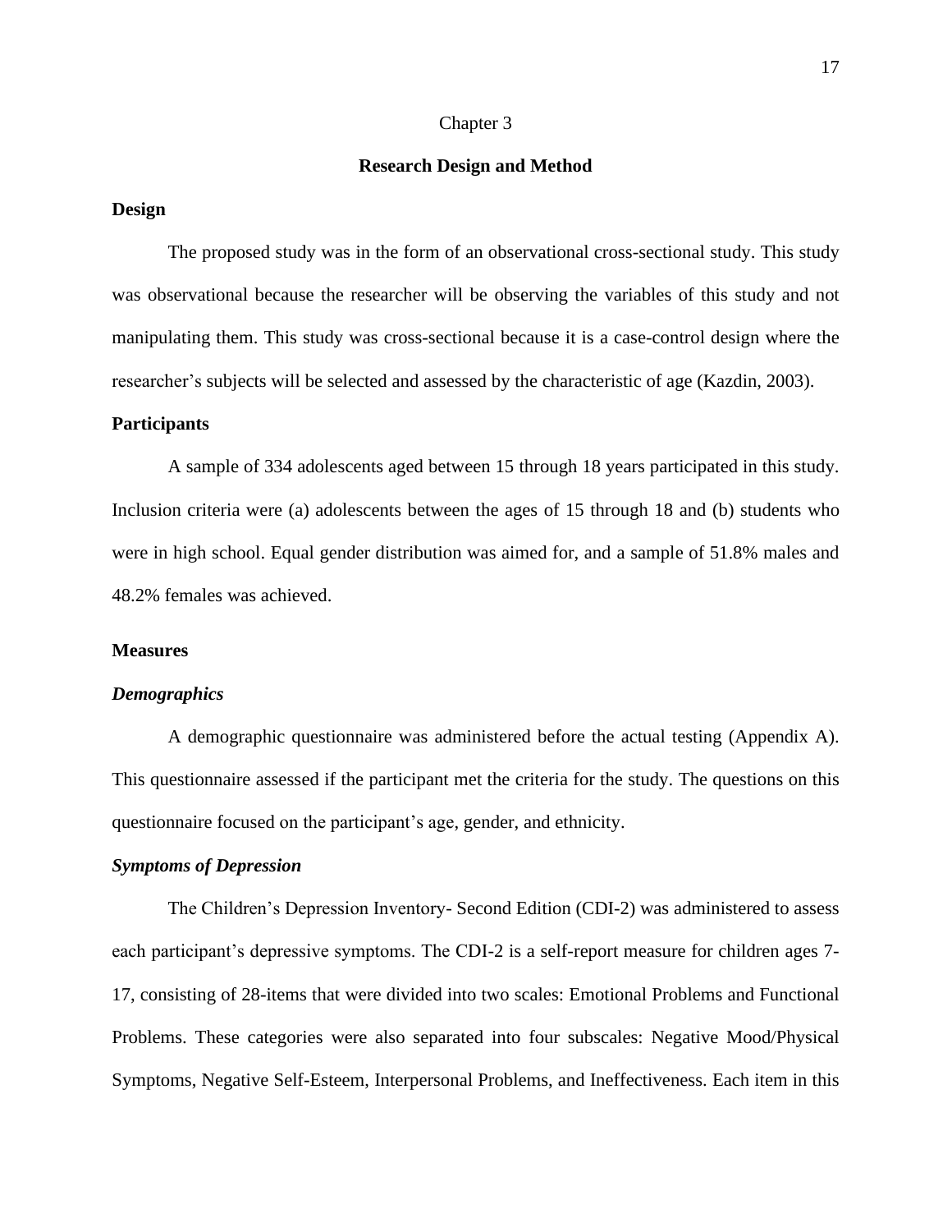Chapter 3

# Research Design and Method

## Design

The proposed study was in the form of an observational cross-sectional study. This study was observational because the researcher will be observing the variables of this study and not manipulating them. This study was cross-sectional because it is a case-control design where the researcher's subjects will be selected and assessed by the characteristic of age (Kazdin, 2003).

## Participants

A sample of 334 adolescents aged between 15 through 18 years participated in this study. Inclusion criteria were (a) adolescents between the ages of 15 through 18 and (b) students who were in high school. Equal gender distribution was aimed for, and a sample of 51.8% males and 48.2% females was achieved.

## Measures

### *Demographics*

A demographic questionnaire was administered before the actual testing (Appendix A). This questionnaire assessed if the participant met the criteria for the study. The questions on this questionnaire focused on the participant's age, gender, and ethnicity.

### *Symptoms of Depression*

The Children's Depression Inventory- Second Edition (CDI-2) was administered to assess each participant's depressive symptoms. The CDI-2 is a self-report measure for children ages 7-17, consisting of 28-items that were divided into two scales: Emotional Problems and Functional Problems. These categories were also separated into four subscales: Negative Mood/Physical Symptoms, Negative Self-Esteem, Interpersonal Problems, and Ineffectiveness. Each item in this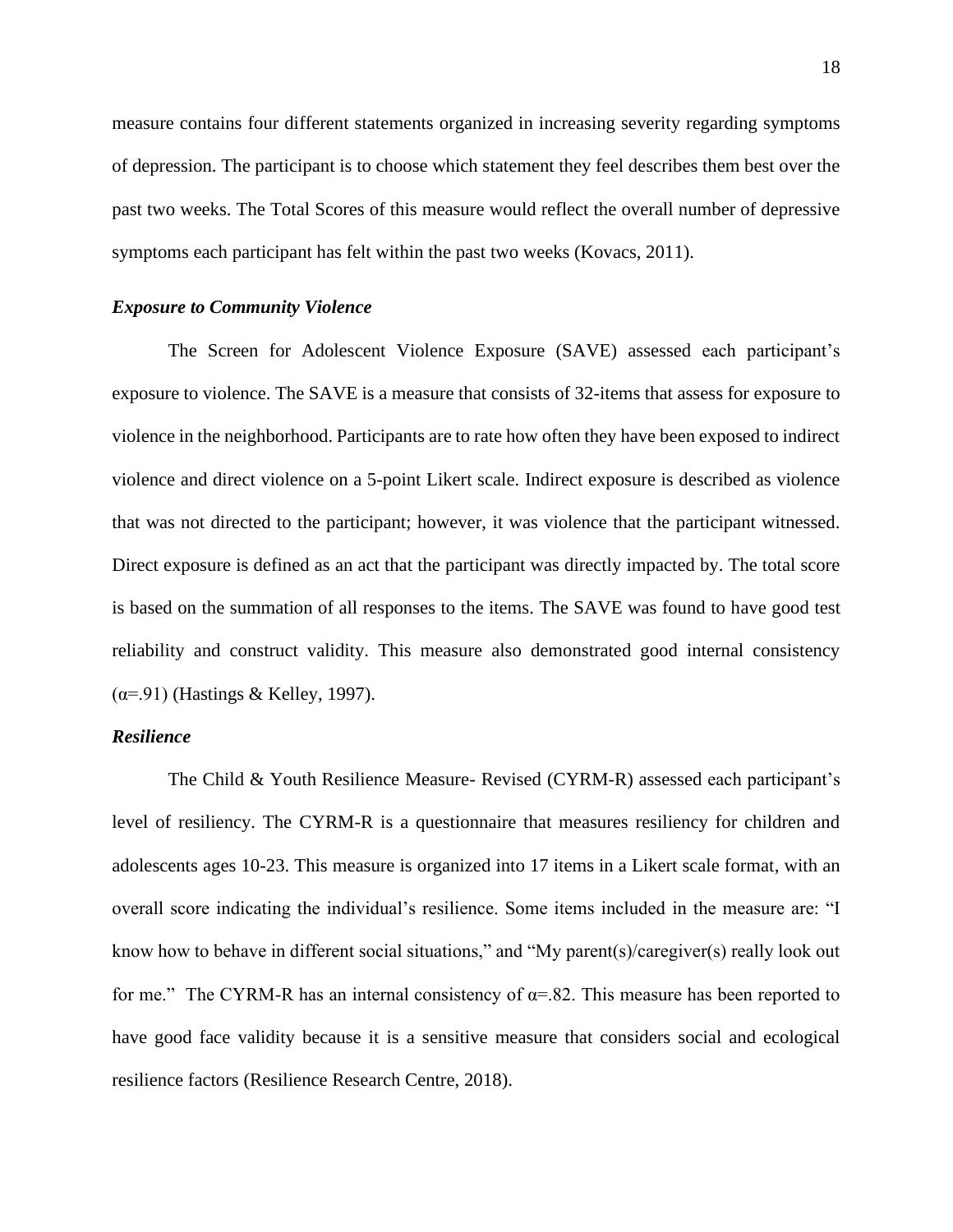measure contains four different statements organized in increasing severity regarding symptoms of depression. The participant is to choose which statement they feel describes them best over the past two weeks. The Total Scores of this measure would reflect the overall number of depressive symptoms each participant has felt within the past two weeks (Kovacs, 2011).

### *Exposure to Community Violence*

The Screen for Adolescent Violence Exposure (SAVE) assessed each participant's exposure to violence. The SAVE is a measure that consists of 32-items that assess for exposure to violence in the neighborhood. Participants are to rate how often they have been exposed to indirect violence and direct violence on a 5-point Likert scale. Indirect exposure is described as violence that was not directed to the participant; however, it was violence that the participant witnessed. Direct exposure is defined as an act that the participant was directly impacted by. The total score is based on the summation of all responses to the items. The SAVE was found to have good test reliability and construct validity. This measure also demonstrated good internal consistency ($\alpha$=.91) (Hastings & Kelley, 1997).

### *Resilience*

The Child & Youth Resilience Measure- Revised (CYRM-R) assessed each participant's level of resiliency. The CYRM-R is a questionnaire that measures resiliency for children and adolescents ages 10-23. This measure is organized into 17 items in a Likert scale format, with an overall score indicating the individual's resilience. Some items included in the measure are: "I know how to behave in different social situations," and "My parent(s)/caregiver(s) really look out for me." The CYRM-R has an internal consistency of $\alpha$=.82. This measure has been reported to have good face validity because it is a sensitive measure that considers social and ecological resilience factors (Resilience Research Centre, 2018).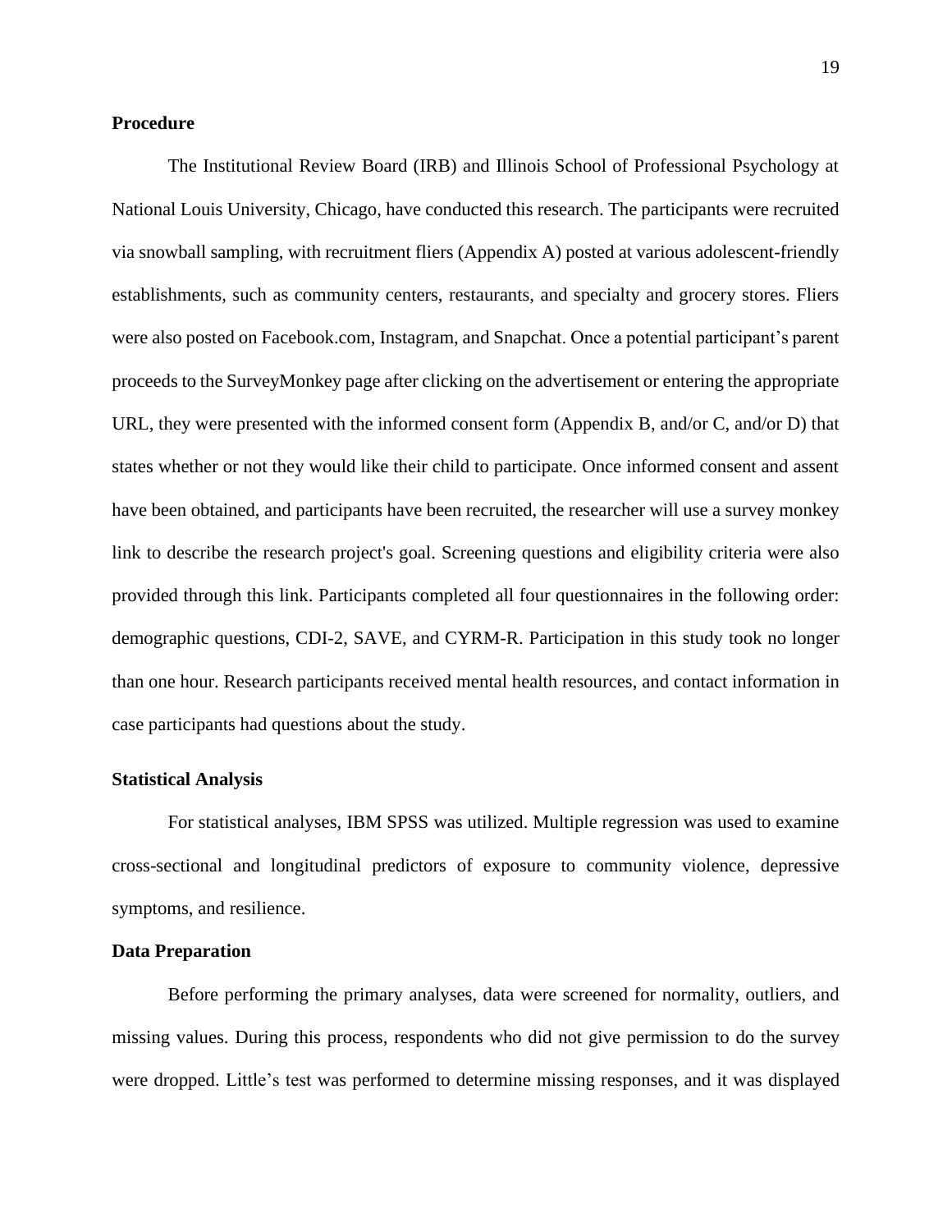**Procedure**

The Institutional Review Board (IRB) and Illinois School of Professional Psychology at National Louis University, Chicago, have conducted this research. The participants were recruited via snowball sampling, with recruitment fliers (Appendix A) posted at various adolescent-friendly establishments, such as community centers, restaurants, and specialty and grocery stores. Fliers were also posted on Facebook.com, Instagram, and Snapchat. Once a potential participant's parent proceeds to the SurveyMonkey page after clicking on the advertisement or entering the appropriate URL, they were presented with the informed consent form (Appendix B, and/or C, and/or D) that states whether or not they would like their child to participate. Once informed consent and assent have been obtained, and participants have been recruited, the researcher will use a survey monkey link to describe the research project's goal. Screening questions and eligibility criteria were also provided through this link. Participants completed all four questionnaires in the following order: demographic questions, CDI-2, SAVE, and CYRM-R. Participation in this study took no longer than one hour. Research participants received mental health resources, and contact information in case participants had questions about the study.

**Statistical Analysis**

For statistical analyses, IBM SPSS was utilized. Multiple regression was used to examine cross-sectional and longitudinal predictors of exposure to community violence, depressive symptoms, and resilience.

**Data Preparation**

Before performing the primary analyses, data were screened for normality, outliers, and missing values. During this process, respondents who did not give permission to do the survey were dropped. Little's test was performed to determine missing responses, and it was displayed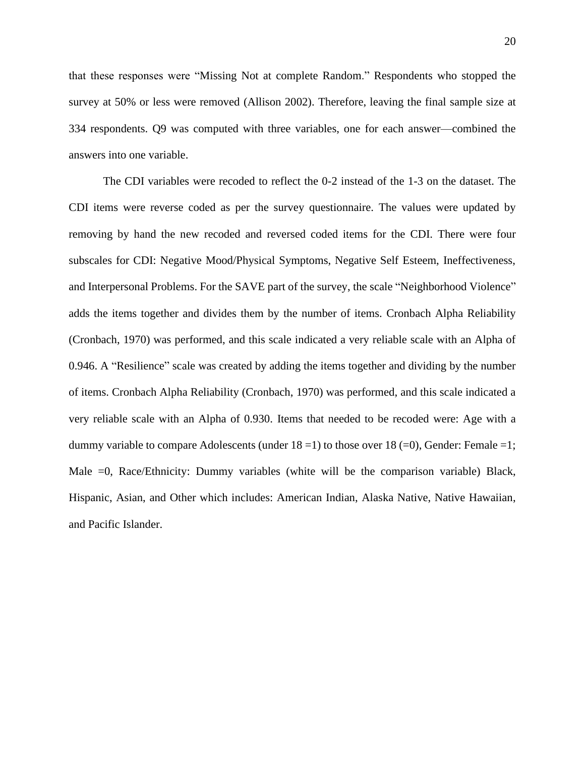that these responses were "Missing Not at complete Random." Respondents who stopped the survey at 50% or less were removed (Allison 2002). Therefore, leaving the final sample size at 334 respondents. Q9 was computed with three variables, one for each answer—combined the answers into one variable.

The CDI variables were recoded to reflect the 0-2 instead of the 1-3 on the dataset. The CDI items were reverse coded as per the survey questionnaire. The values were updated by removing by hand the new recoded and reversed coded items for the CDI. There were four subscales for CDI: Negative Mood/Physical Symptoms, Negative Self Esteem, Ineffectiveness, and Interpersonal Problems. For the SAVE part of the survey, the scale "Neighborhood Violence" adds the items together and divides them by the number of items. Cronbach Alpha Reliability (Cronbach, 1970) was performed, and this scale indicated a very reliable scale with an Alpha of 0.946. A "Resilience" scale was created by adding the items together and dividing by the number of items. Cronbach Alpha Reliability (Cronbach, 1970) was performed, and this scale indicated a very reliable scale with an Alpha of 0.930. Items that needed to be recoded were: Age with a dummy variable to compare Adolescents (under 18 =1) to those over 18 (=0), Gender: Female =1; Male =0, Race/Ethnicity: Dummy variables (white will be the comparison variable) Black, Hispanic, Asian, and Other which includes: American Indian, Alaska Native, Native Hawaiian, and Pacific Islander.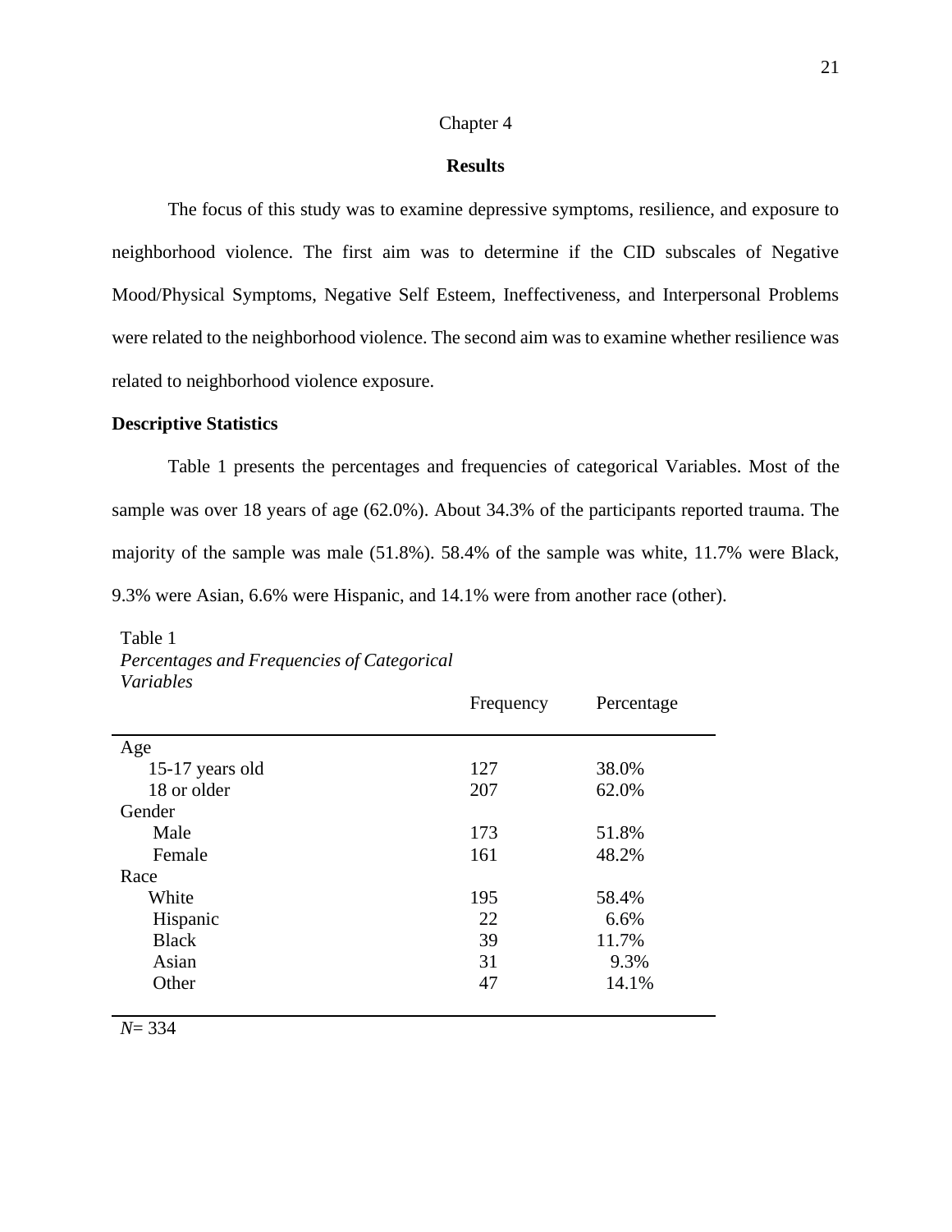# Chapter 4

## Results

The focus of this study was to examine depressive symptoms, resilience, and exposure to neighborhood violence. The first aim was to determine if the CID subscales of Negative Mood/Physical Symptoms, Negative Self Esteem, Ineffectiveness, and Interpersonal Problems were related to the neighborhood violence. The second aim was to examine whether resilience was related to neighborhood violence exposure.

### Descriptive Statistics

Table 1 presents the percentages and frequencies of categorical Variables. Most of the sample was over 18 years of age (62.0%). About 34.3% of the participants reported trauma. The majority of the sample was male (51.8%). 58.4% of the sample was white, 11.7% were Black, 9.3% were Asian, 6.6% were Hispanic, and 14.1% were from another race (other).

Table 1
*Percentages and Frequencies of Categorical Variables*

| | Frequency | Percentage |
|---|---|---|
| Age | | |
| 15-17 years old | 127 | 38.0% |
| 18 or older | 207 | 62.0% |
| Gender | | |
| Male | 173 | 51.8% |
| Female | 161 | 48.2% |
| Race | | |
| White | 195 | 58.4% |
| Hispanic | 22 | 6.6% |
| Black | 39 | 11.7% |
| Asian | 31 | 9.3% |
| Other | 47 | 14.1% |

*N*= 334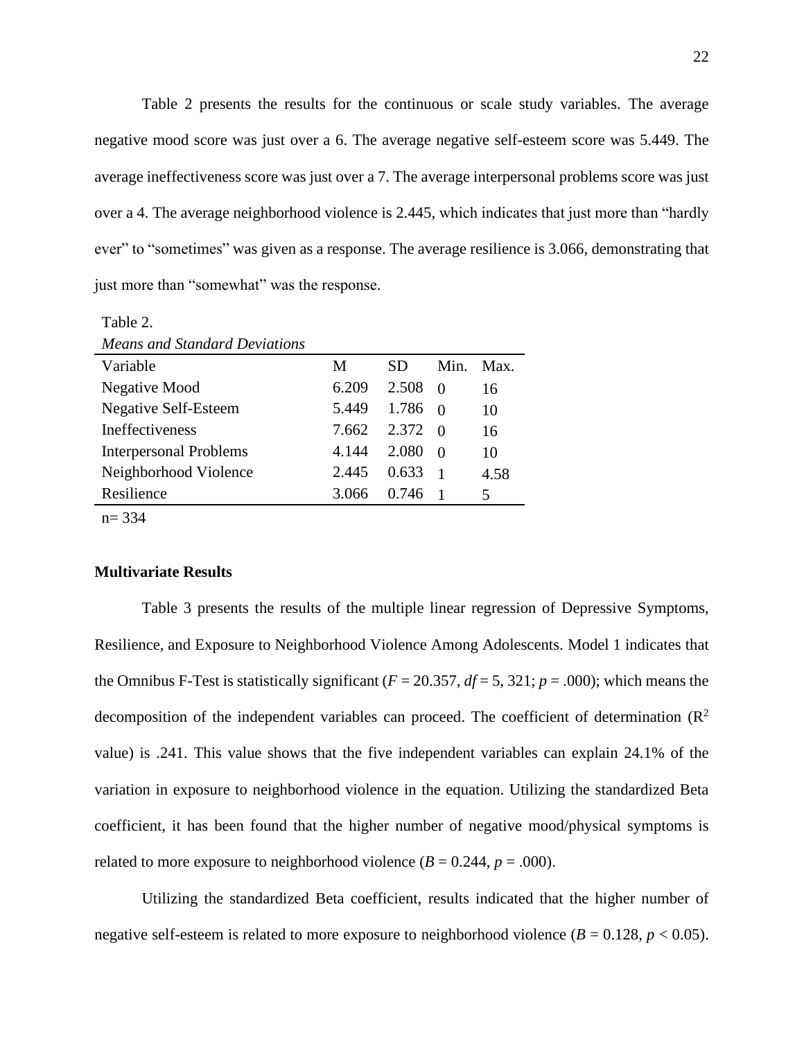Table 2 presents the results for the continuous or scale study variables. The average negative mood score was just over a 6. The average negative self-esteem score was 5.449. The average ineffectiveness score was just over a 7. The average interpersonal problems score was just over a 4. The average neighborhood violence is 2.445, which indicates that just more than "hardly ever" to "sometimes" was given as a response. The average resilience is 3.066, demonstrating that just more than "somewhat" was the response.

Table 2.
*Means and Standard Deviations*

| Variable | M | SD | Min. | Max. |
|---|---|---|---|---|
| Negative Mood | 6.209 | 2.508 | 0 | 16 |
| Negative Self-Esteem | 5.449 | 1.786 | 0 | 10 |
| Ineffectiveness | 7.662 | 2.372 | 0 | 16 |
| Interpersonal Problems | 4.144 | 2.080 | 0 | 10 |
| Neighborhood Violence | 2.445 | 0.633 | 1 | 4.58 |
| Resilience | 3.066 | 0.746 | 1 | 5 |

n= 334

**Multivariate Results**

Table 3 presents the results of the multiple linear regression of Depressive Symptoms, Resilience, and Exposure to Neighborhood Violence Among Adolescents. Model 1 indicates that the Omnibus F-Test is statistically significant ($F$ = 20.357, $df$ = 5, 321; $p$ = .000); which means the decomposition of the independent variables can proceed. The coefficient of determination ($R^2$ value) is .241. This value shows that the five independent variables can explain 24.1% of the variation in exposure to neighborhood violence in the equation. Utilizing the standardized Beta coefficient, it has been found that the higher number of negative mood/physical symptoms is related to more exposure to neighborhood violence ($B$ = 0.244, $p$ = .000).

Utilizing the standardized Beta coefficient, results indicated that the higher number of negative self-esteem is related to more exposure to neighborhood violence ($B$ = 0.128, $p < 0.05$).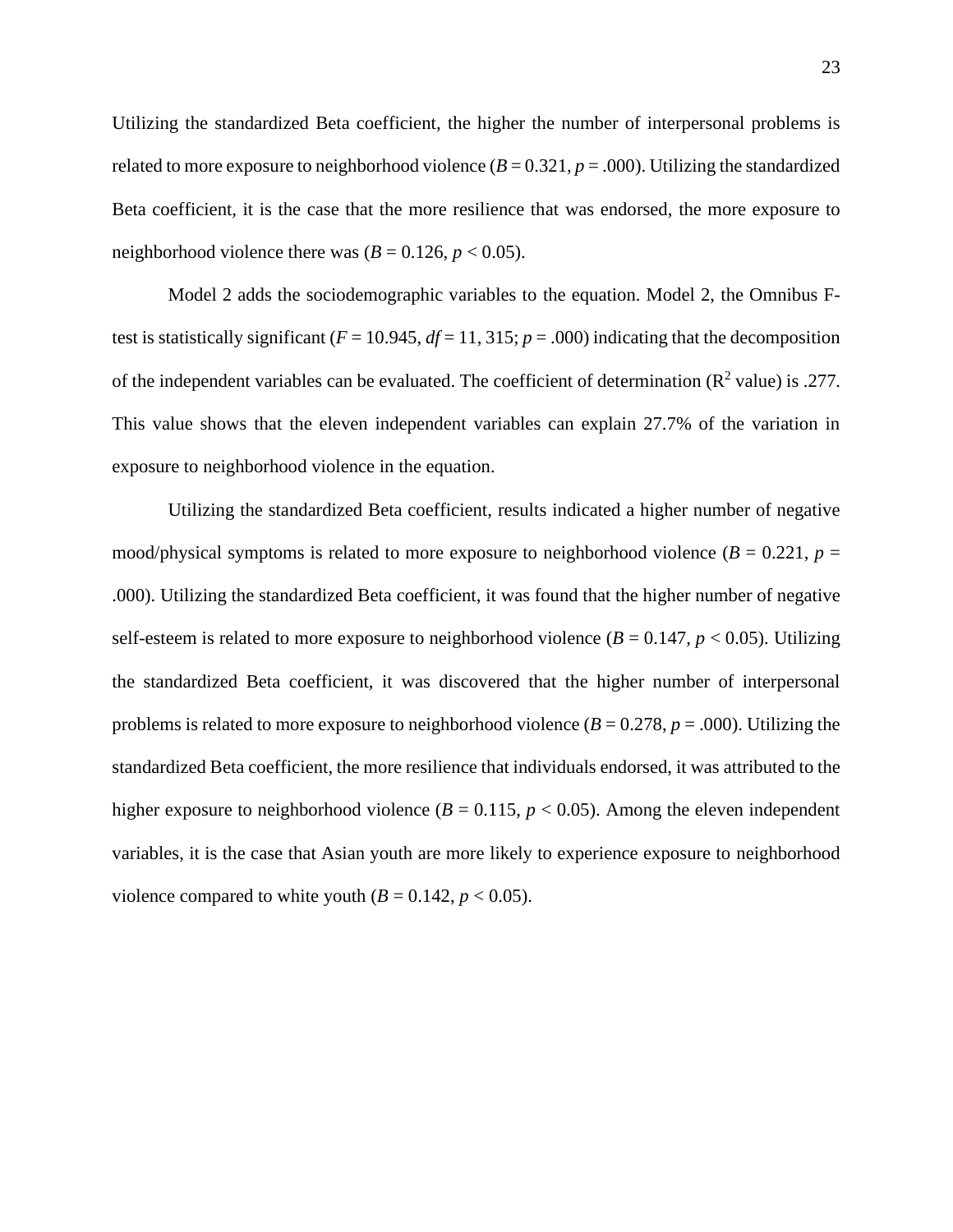Utilizing the standardized Beta coefficient, the higher the number of interpersonal problems is related to more exposure to neighborhood violence (*B* = 0.321, $p = .000$). Utilizing the standardized Beta coefficient, it is the case that the more resilience that was endorsed, the more exposure to neighborhood violence there was (*B* = 0.126, $p < 0.05$).

Model 2 adds the sociodemographic variables to the equation. Model 2, the Omnibus F-test is statistically significant ($F = 10.945$, $df = 11, 315$; $p = .000$) indicating that the decomposition of the independent variables can be evaluated. The coefficient of determination ($R^2$ value) is .277. This value shows that the eleven independent variables can explain 27.7% of the variation in exposure to neighborhood violence in the equation.

Utilizing the standardized Beta coefficient, results indicated a higher number of negative mood/physical symptoms is related to more exposure to neighborhood violence (*B* = 0.221, $p = .000$). Utilizing the standardized Beta coefficient, it was found that the higher number of negative self-esteem is related to more exposure to neighborhood violence (*B* = 0.147, $p < 0.05$). Utilizing the standardized Beta coefficient, it was discovered that the higher number of interpersonal problems is related to more exposure to neighborhood violence (*B* = 0.278, $p = .000$). Utilizing the standardized Beta coefficient, the more resilience that individuals endorsed, it was attributed to the higher exposure to neighborhood violence (*B* = 0.115, $p < 0.05$). Among the eleven independent variables, it is the case that Asian youth are more likely to experience exposure to neighborhood violence compared to white youth (*B* = 0.142, $p < 0.05$).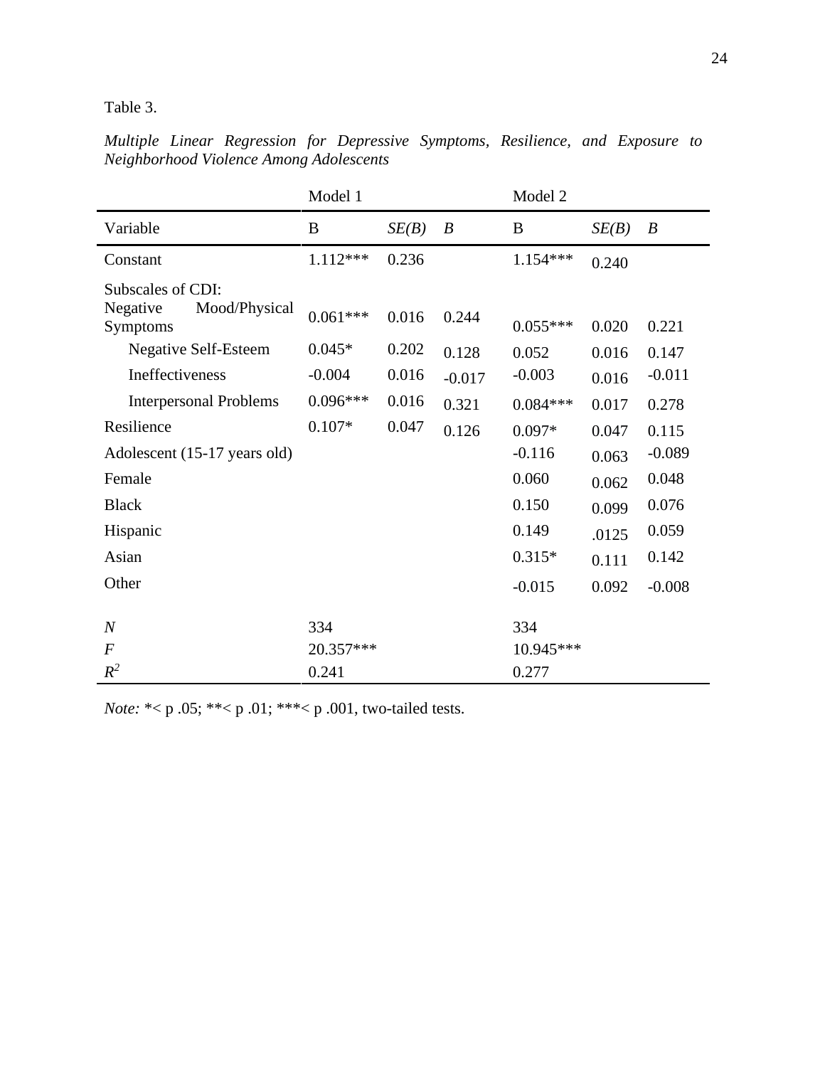Table 3.

*Multiple Linear Regression for Depressive Symptoms, Resilience, and Exposure to Neighborhood Violence Among Adolescents*

| | Model 1 | | | Model 2 | | |
|---|---|---|---|---|---|---|
| Variable | B | *SE(B)* | *Β* | B | *SE(B)* | *Β* |
| Constant | 1.112*** | 0.236 | | 1.154*** | 0.240 | |
| Subscales of CDI: | | | | | | |
| Negative Mood/Physical Symptoms | 0.061*** | 0.016 | 0.244 | 0.055*** | 0.020 | 0.221 |
| Negative Self-Esteem | 0.045* | 0.202 | 0.128 | 0.052 | 0.016 | 0.147 |
| Ineffectiveness | -0.004 | 0.016 | -0.017 | -0.003 | 0.016 | -0.011 |
| Interpersonal Problems | 0.096*** | 0.016 | 0.321 | 0.084*** | 0.017 | 0.278 |
| Resilience | 0.107* | 0.047 | 0.126 | 0.097* | 0.047 | 0.115 |
| Adolescent (15-17 years old) | | | | -0.116 | 0.063 | -0.089 |
| Female | | | | 0.060 | 0.062 | 0.048 |
| Black | | | | 0.150 | 0.099 | 0.076 |
| Hispanic | | | | 0.149 | .0125 | 0.059 |
| Asian | | | | 0.315* | 0.111 | 0.142 |
| Other | | | | -0.015 | 0.092 | -0.008 |
| *N* | 334 | | | 334 | | |
| *F* | 20.357*** | | | 10.945*** | | |
| $R^2$ | 0.241 | | | 0.277 | | |

*Note:* *< p .05; **< p .01; ***< p .001, two-tailed tests.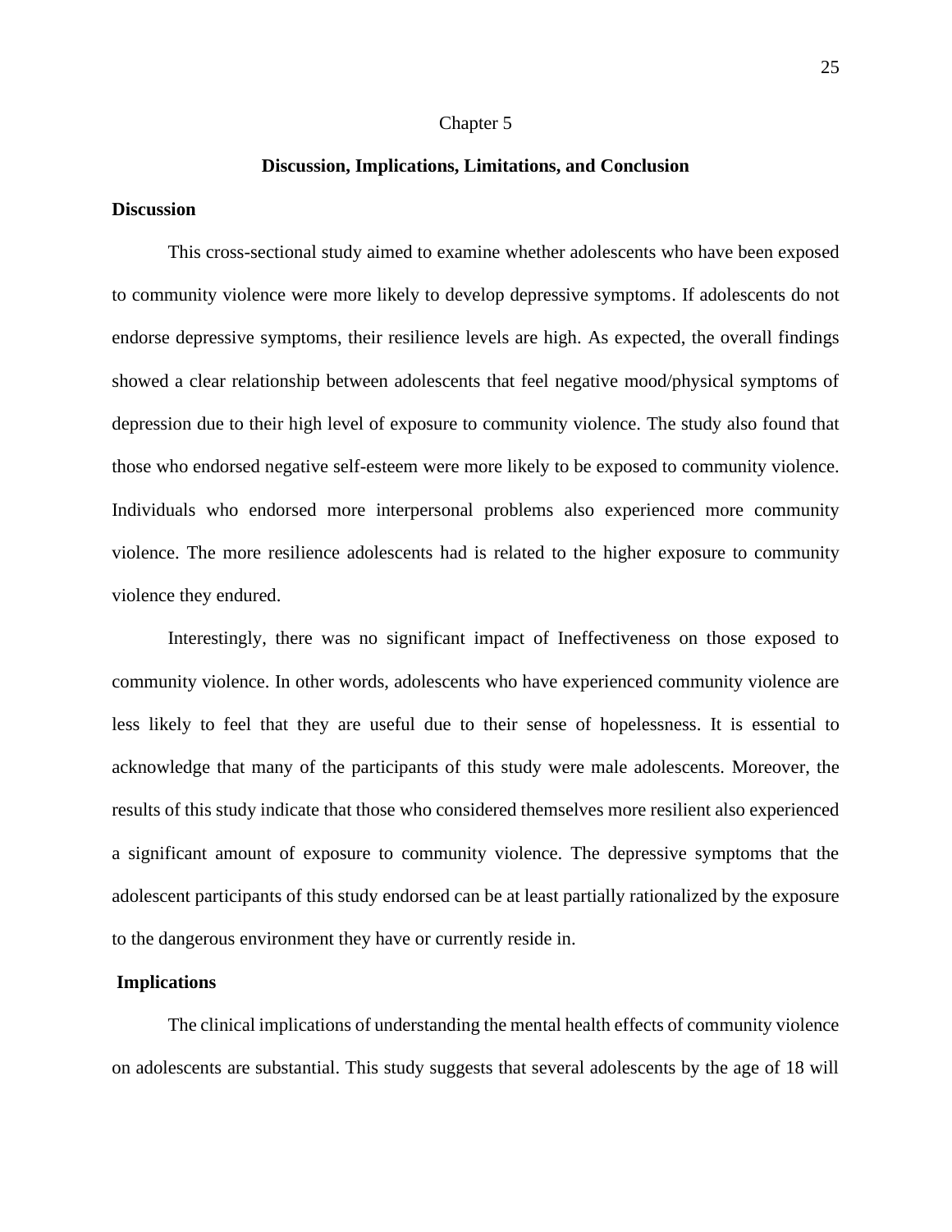# Chapter 5

## Discussion, Implications, Limitations, and Conclusion

### Discussion

This cross-sectional study aimed to examine whether adolescents who have been exposed to community violence were more likely to develop depressive symptoms. If adolescents do not endorse depressive symptoms, their resilience levels are high. As expected, the overall findings showed a clear relationship between adolescents that feel negative mood/physical symptoms of depression due to their high level of exposure to community violence. The study also found that those who endorsed negative self-esteem were more likely to be exposed to community violence. Individuals who endorsed more interpersonal problems also experienced more community violence. The more resilience adolescents had is related to the higher exposure to community violence they endured.

Interestingly, there was no significant impact of Ineffectiveness on those exposed to community violence. In other words, adolescents who have experienced community violence are less likely to feel that they are useful due to their sense of hopelessness. It is essential to acknowledge that many of the participants of this study were male adolescents. Moreover, the results of this study indicate that those who considered themselves more resilient also experienced a significant amount of exposure to community violence. The depressive symptoms that the adolescent participants of this study endorsed can be at least partially rationalized by the exposure to the dangerous environment they have or currently reside in.

### Implications

The clinical implications of understanding the mental health effects of community violence on adolescents are substantial. This study suggests that several adolescents by the age of 18 will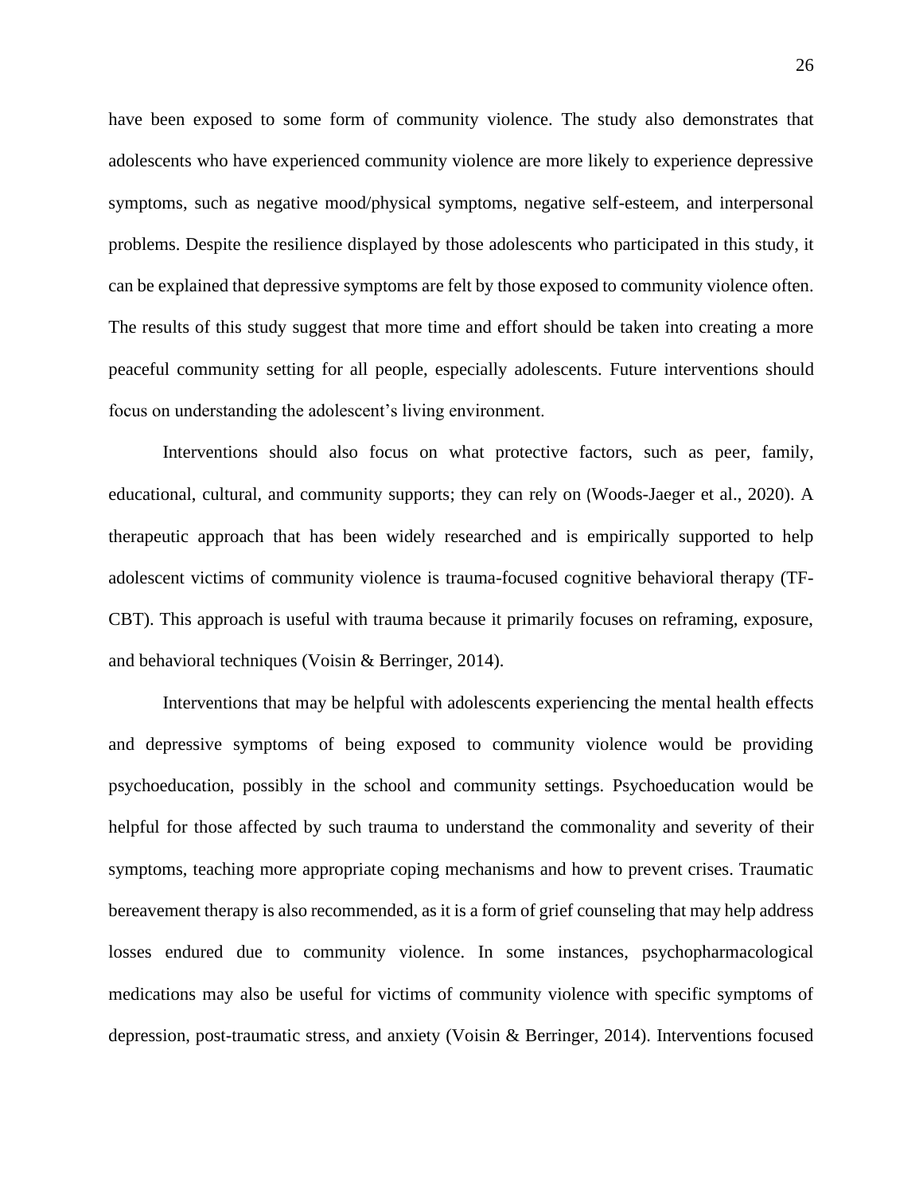have been exposed to some form of community violence. The study also demonstrates that adolescents who have experienced community violence are more likely to experience depressive symptoms, such as negative mood/physical symptoms, negative self-esteem, and interpersonal problems. Despite the resilience displayed by those adolescents who participated in this study, it can be explained that depressive symptoms are felt by those exposed to community violence often. The results of this study suggest that more time and effort should be taken into creating a more peaceful community setting for all people, especially adolescents. Future interventions should focus on understanding the adolescent's living environment.

Interventions should also focus on what protective factors, such as peer, family, educational, cultural, and community supports; they can rely on (Woods-Jaeger et al., 2020). A therapeutic approach that has been widely researched and is empirically supported to help adolescent victims of community violence is trauma-focused cognitive behavioral therapy (TF-CBT). This approach is useful with trauma because it primarily focuses on reframing, exposure, and behavioral techniques (Voisin & Berringer, 2014).

Interventions that may be helpful with adolescents experiencing the mental health effects and depressive symptoms of being exposed to community violence would be providing psychoeducation, possibly in the school and community settings. Psychoeducation would be helpful for those affected by such trauma to understand the commonality and severity of their symptoms, teaching more appropriate coping mechanisms and how to prevent crises. Traumatic bereavement therapy is also recommended, as it is a form of grief counseling that may help address losses endured due to community violence. In some instances, psychopharmacological medications may also be useful for victims of community violence with specific symptoms of depression, post-traumatic stress, and anxiety (Voisin & Berringer, 2014). Interventions focused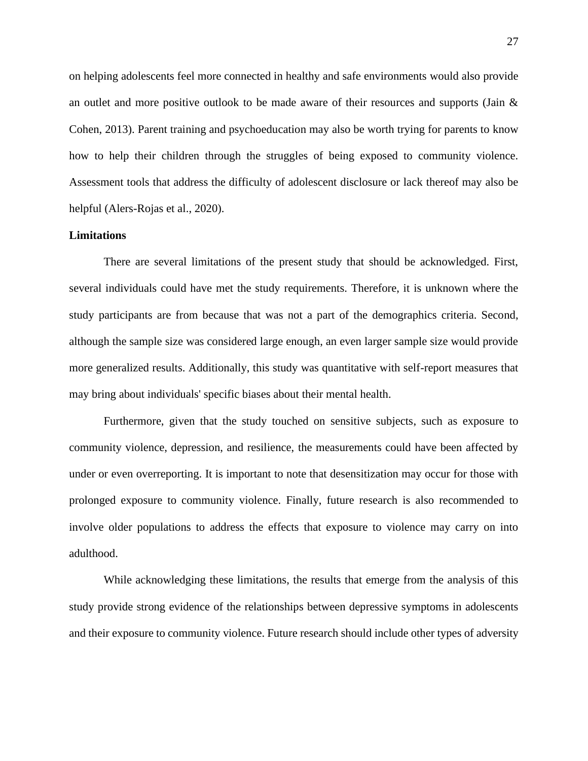on helping adolescents feel more connected in healthy and safe environments would also provide an outlet and more positive outlook to be made aware of their resources and supports (Jain & Cohen, 2013). Parent training and psychoeducation may also be worth trying for parents to know how to help their children through the struggles of being exposed to community violence. Assessment tools that address the difficulty of adolescent disclosure or lack thereof may also be helpful (Alers-Rojas et al., 2020).

**Limitations**

There are several limitations of the present study that should be acknowledged. First, several individuals could have met the study requirements. Therefore, it is unknown where the study participants are from because that was not a part of the demographics criteria. Second, although the sample size was considered large enough, an even larger sample size would provide more generalized results. Additionally, this study was quantitative with self-report measures that may bring about individuals' specific biases about their mental health.

Furthermore, given that the study touched on sensitive subjects, such as exposure to community violence, depression, and resilience, the measurements could have been affected by under or even overreporting. It is important to note that desensitization may occur for those with prolonged exposure to community violence. Finally, future research is also recommended to involve older populations to address the effects that exposure to violence may carry on into adulthood.

While acknowledging these limitations, the results that emerge from the analysis of this study provide strong evidence of the relationships between depressive symptoms in adolescents and their exposure to community violence. Future research should include other types of adversity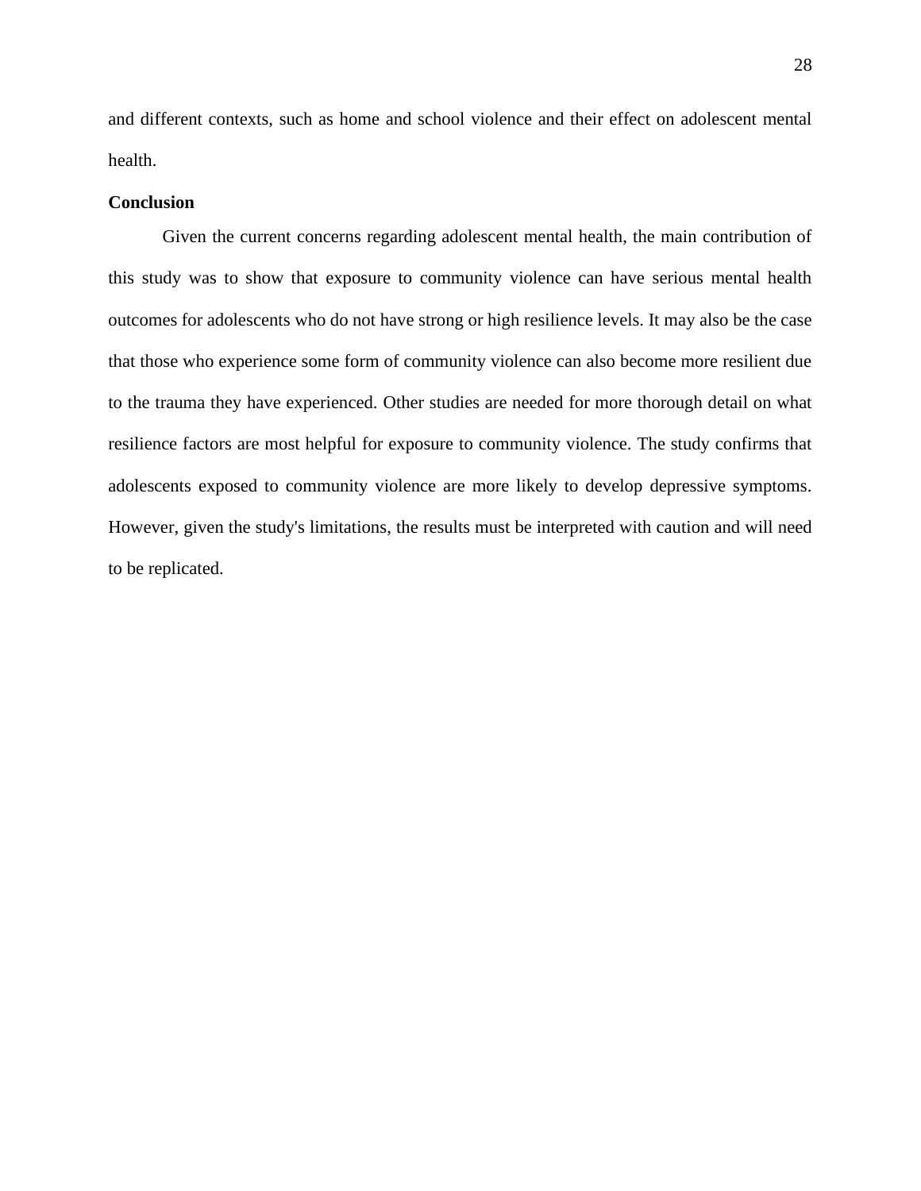and different contexts, such as home and school violence and their effect on adolescent mental health.

## Conclusion

Given the current concerns regarding adolescent mental health, the main contribution of this study was to show that exposure to community violence can have serious mental health outcomes for adolescents who do not have strong or high resilience levels. It may also be the case that those who experience some form of community violence can also become more resilient due to the trauma they have experienced. Other studies are needed for more thorough detail on what resilience factors are most helpful for exposure to community violence. The study confirms that adolescents exposed to community violence are more likely to develop depressive symptoms. However, given the study's limitations, the results must be interpreted with caution and will need to be replicated.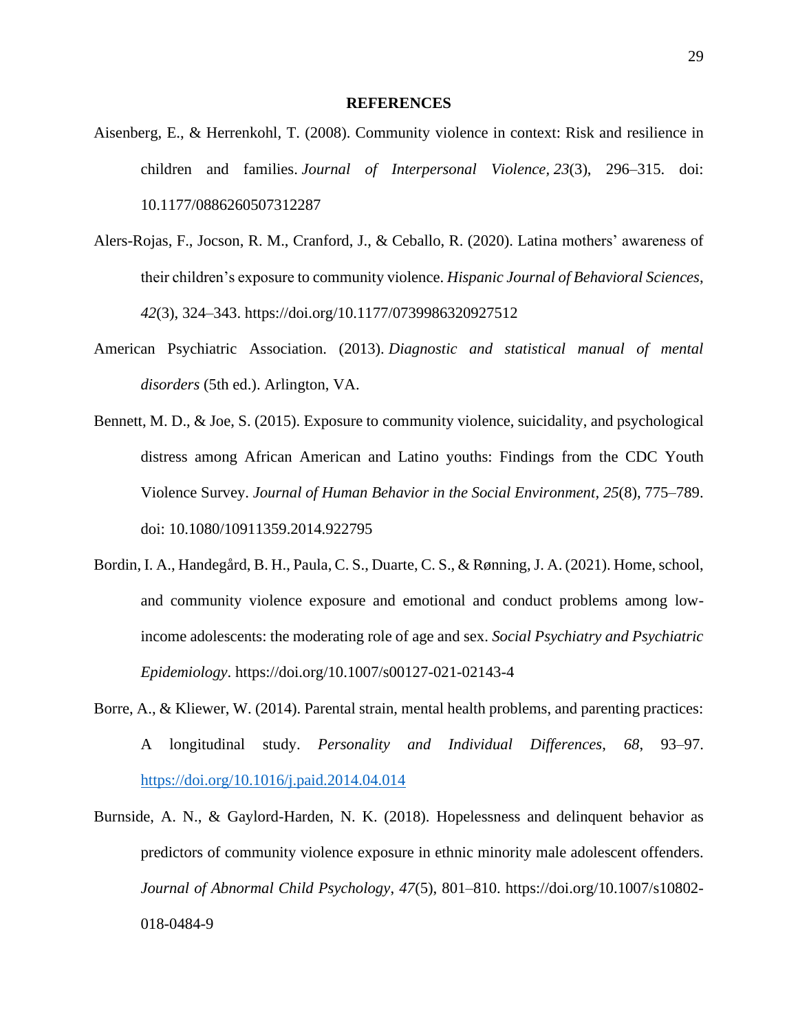# REFERENCES

Aisenberg, E., & Herrenkohl, T. (2008). Community violence in context: Risk and resilience in children and families. *Journal of Interpersonal Violence*, *23*(3), 296–315. doi: 10.1177/0886260507312287

Alers-Rojas, F., Jocson, R. M., Cranford, J., & Ceballo, R. (2020). Latina mothers' awareness of their children's exposure to community violence. *Hispanic Journal of Behavioral Sciences*, *42*(3), 324–343. https://doi.org/10.1177/0739986320927512

American Psychiatric Association. (2013). *Diagnostic and statistical manual of mental disorders* (5th ed.). Arlington, VA.

Bennett, M. D., & Joe, S. (2015). Exposure to community violence, suicidality, and psychological distress among African American and Latino youths: Findings from the CDC Youth Violence Survey. *Journal of Human Behavior in the Social Environment*, *25*(8), 775–789. doi: 10.1080/10911359.2014.922795

Bordin, I. A., Handegård, B. H., Paula, C. S., Duarte, C. S., & Rønning, J. A. (2021). Home, school, and community violence exposure and emotional and conduct problems among low-income adolescents: the moderating role of age and sex. *Social Psychiatry and Psychiatric Epidemiology*. https://doi.org/10.1007/s00127-021-02143-4

Borre, A., & Kliewer, W. (2014). Parental strain, mental health problems, and parenting practices: A longitudinal study. *Personality and Individual Differences*, *68*, 93–97. https://doi.org/10.1016/j.paid.2014.04.014

Burnside, A. N., & Gaylord-Harden, N. K. (2018). Hopelessness and delinquent behavior as predictors of community violence exposure in ethnic minority male adolescent offenders. *Journal of Abnormal Child Psychology*, *47*(5), 801–810. https://doi.org/10.1007/s10802-018-0484-9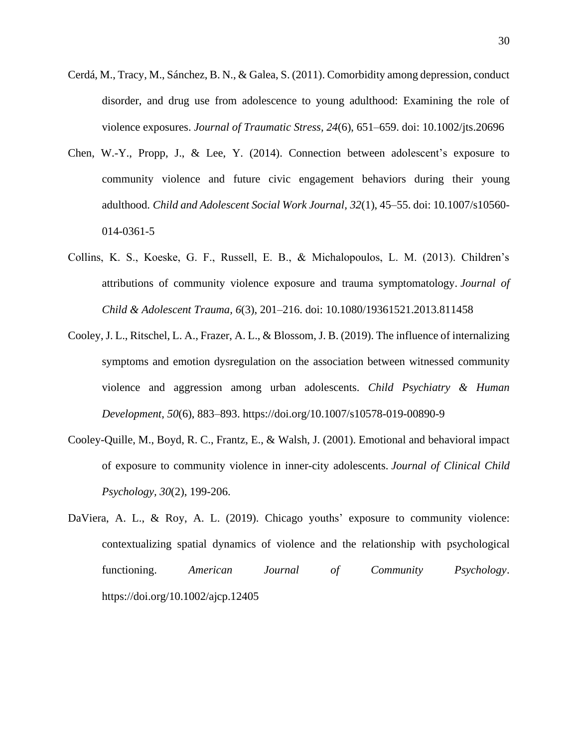Cerdá, M., Tracy, M., Sánchez, B. N., & Galea, S. (2011). Comorbidity among depression, conduct disorder, and drug use from adolescence to young adulthood: Examining the role of violence exposures. *Journal of Traumatic Stress*, *24*(6), 651–659. doi: 10.1002/jts.20696

Chen, W.-Y., Propp, J., & Lee, Y. (2014). Connection between adolescent's exposure to community violence and future civic engagement behaviors during their young adulthood. *Child and Adolescent Social Work Journal*, *32*(1), 45–55. doi: 10.1007/s10560-014-0361-5

Collins, K. S., Koeske, G. F., Russell, E. B., & Michalopoulos, L. M. (2013). Children's attributions of community violence exposure and trauma symptomatology. *Journal of Child & Adolescent Trauma*, *6*(3), 201–216. doi: 10.1080/19361521.2013.811458

Cooley, J. L., Ritschel, L. A., Frazer, A. L., & Blossom, J. B. (2019). The influence of internalizing symptoms and emotion dysregulation on the association between witnessed community violence and aggression among urban adolescents. *Child Psychiatry & Human Development*, *50*(6), 883–893. https://doi.org/10.1007/s10578-019-00890-9

Cooley-Quille, M., Boyd, R. C., Frantz, E., & Walsh, J. (2001). Emotional and behavioral impact of exposure to community violence in inner-city adolescents. *Journal of Clinical Child Psychology*, *30*(2), 199-206.

DaViera, A. L., & Roy, A. L. (2019). Chicago youths' exposure to community violence: contextualizing spatial dynamics of violence and the relationship with psychological functioning. *American Journal of Community Psychology*. https://doi.org/10.1002/ajcp.12405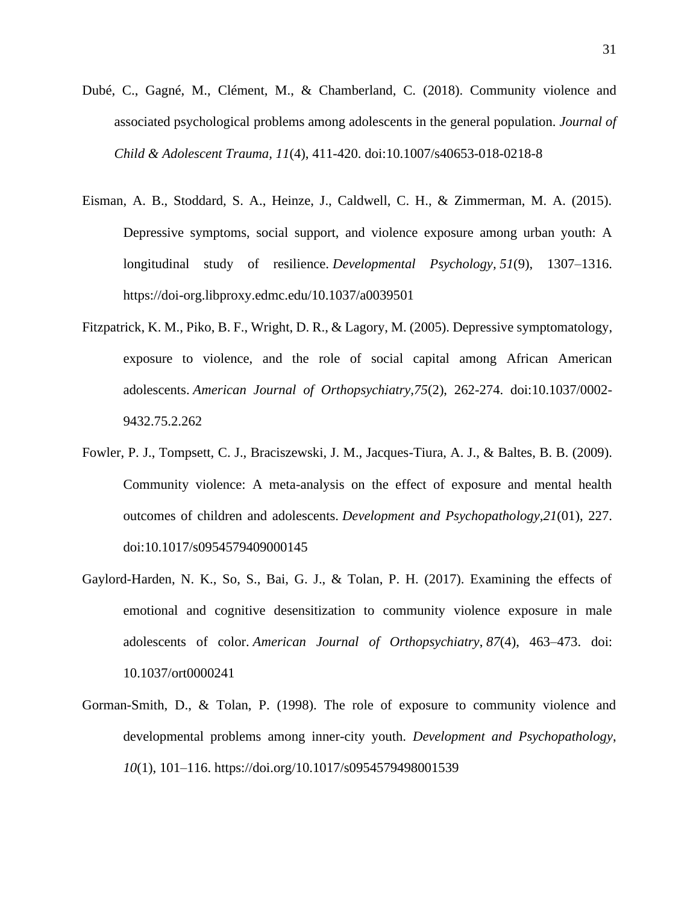Dubé, C., Gagné, M., Clément, M., & Chamberland, C. (2018). Community violence and associated psychological problems among adolescents in the general population. *Journal of Child & Adolescent Trauma, 11*(4), 411-420. doi:10.1007/s40653-018-0218-8

Eisman, A. B., Stoddard, S. A., Heinze, J., Caldwell, C. H., & Zimmerman, M. A. (2015). Depressive symptoms, social support, and violence exposure among urban youth: A longitudinal study of resilience. *Developmental Psychology*, *51*(9), 1307–1316. https://doi-org.libproxy.edmc.edu/10.1037/a0039501

Fitzpatrick, K. M., Piko, B. F., Wright, D. R., & Lagory, M. (2005). Depressive symptomatology, exposure to violence, and the role of social capital among African American adolescents. *American Journal of Orthopsychiatry,75*(2), 262-274. doi:10.1037/0002-9432.75.2.262

Fowler, P. J., Tompsett, C. J., Braciszewski, J. M., Jacques-Tiura, A. J., & Baltes, B. B. (2009). Community violence: A meta-analysis on the effect of exposure and mental health outcomes of children and adolescents. *Development and Psychopathology,21*(01), 227. doi:10.1017/s0954579409000145

Gaylord-Harden, N. K., So, S., Bai, G. J., & Tolan, P. H. (2017). Examining the effects of emotional and cognitive desensitization to community violence exposure in male adolescents of color. *American Journal of Orthopsychiatry*, *87*(4), 463–473. doi: 10.1037/ort0000241

Gorman-Smith, D., & Tolan, P. (1998). The role of exposure to community violence and developmental problems among inner-city youth. *Development and Psychopathology*, *10*(1), 101–116. https://doi.org/10.1017/s0954579498001539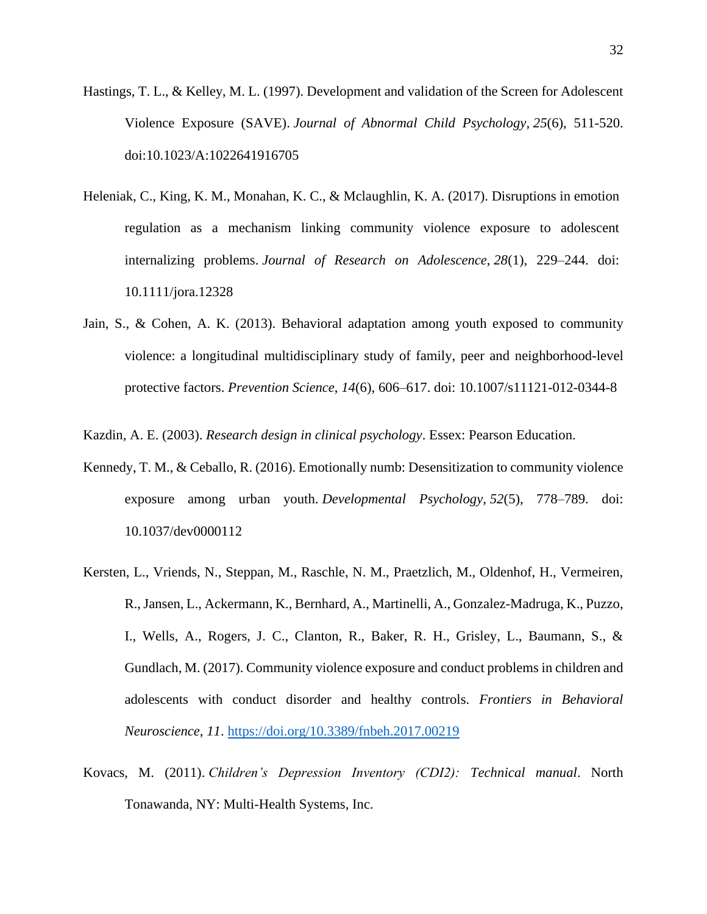Hastings, T. L., & Kelley, M. L. (1997). Development and validation of the Screen for Adolescent Violence Exposure (SAVE). *Journal of Abnormal Child Psychology*, *25*(6), 511-520. doi:10.1023/A:1022641916705

Heleniak, C., King, K. M., Monahan, K. C., & Mclaughlin, K. A. (2017). Disruptions in emotion regulation as a mechanism linking community violence exposure to adolescent internalizing problems. *Journal of Research on Adolescence*, *28*(1), 229–244. doi: 10.1111/jora.12328

Jain, S., & Cohen, A. K. (2013). Behavioral adaptation among youth exposed to community violence: a longitudinal multidisciplinary study of family, peer and neighborhood-level protective factors. *Prevention Science*, *14*(6), 606–617. doi: 10.1007/s11121-012-0344-8

Kazdin, A. E. (2003). *Research design in clinical psychology*. Essex: Pearson Education.

Kennedy, T. M., & Ceballo, R. (2016). Emotionally numb: Desensitization to community violence exposure among urban youth. *Developmental Psychology*, *52*(5), 778–789. doi: 10.1037/dev0000112

Kersten, L., Vriends, N., Steppan, M., Raschle, N. M., Praetzlich, M., Oldenhof, H., Vermeiren, R., Jansen, L., Ackermann, K., Bernhard, A., Martinelli, A., Gonzalez-Madruga, K., Puzzo, I., Wells, A., Rogers, J. C., Clanton, R., Baker, R. H., Grisley, L., Baumann, S., & Gundlach, M. (2017). Community violence exposure and conduct problems in children and adolescents with conduct disorder and healthy controls. *Frontiers in Behavioral Neuroscience*, *11*. https://doi.org/10.3389/fnbeh.2017.00219

Kovacs, M. (2011). *Children's Depression Inventory (CDI2): Technical manual*. North Tonawanda, NY: Multi-Health Systems, Inc.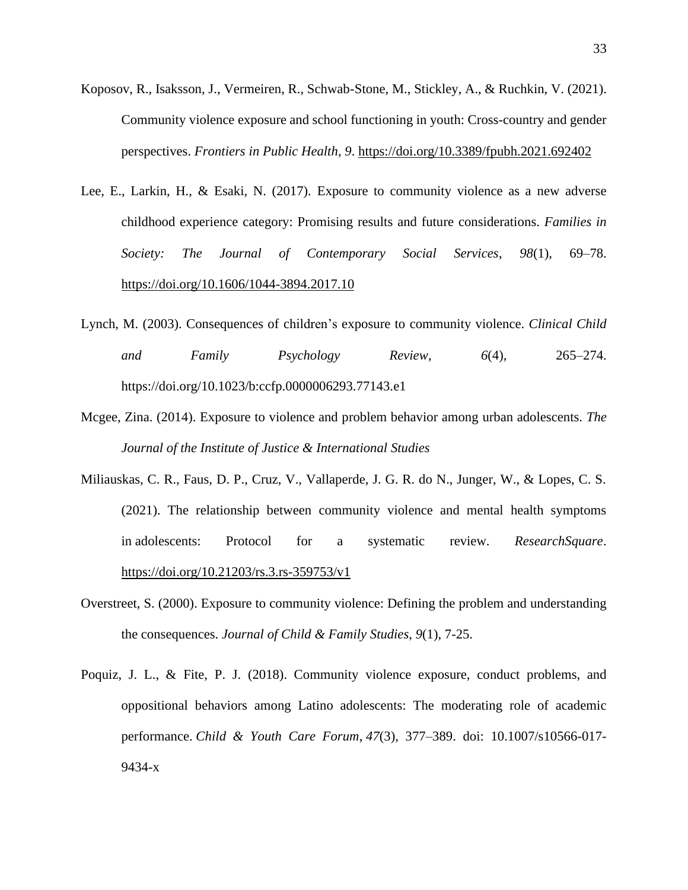Koposov, R., Isaksson, J., Vermeiren, R., Schwab-Stone, M., Stickley, A., & Ruchkin, V. (2021). Community violence exposure and school functioning in youth: Cross-country and gender perspectives. *Frontiers in Public Health*, *9*. https://doi.org/10.3389/fpubh.2021.692402

Lee, E., Larkin, H., & Esaki, N. (2017). Exposure to community violence as a new adverse childhood experience category: Promising results and future considerations. *Families in Society: The Journal of Contemporary Social Services*, *98*(1), 69–78. https://doi.org/10.1606/1044-3894.2017.10

Lynch, M. (2003). Consequences of children's exposure to community violence. *Clinical Child and Family Psychology Review*, *6*(4), 265–274. https://doi.org/10.1023/b:ccfp.0000006293.77143.e1

Mcgee, Zina. (2014). Exposure to violence and problem behavior among urban adolescents. *The Journal of the Institute of Justice & International Studies*

Miliauskas, C. R., Faus, D. P., Cruz, V., Vallaperde, J. G. R. do N., Junger, W., & Lopes, C. S. (2021). The relationship between community violence and mental health symptoms in adolescents: Protocol for a systematic review. *ResearchSquare*. https://doi.org/10.21203/rs.3.rs-359753/v1

Overstreet, S. (2000). Exposure to community violence: Defining the problem and understanding the consequences. *Journal of Child & Family Studies*, *9*(1), 7-25.

Poquiz, J. L., & Fite, P. J. (2018). Community violence exposure, conduct problems, and oppositional behaviors among Latino adolescents: The moderating role of academic performance. *Child & Youth Care Forum*, *47*(3), 377–389. doi: 10.1007/s10566-017-9434-x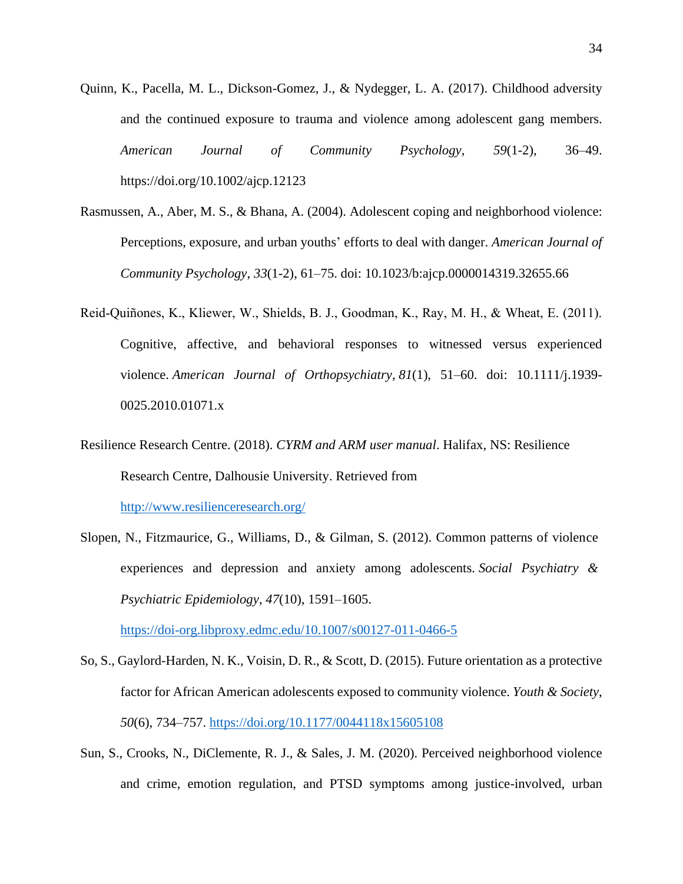Quinn, K., Pacella, M. L., Dickson-Gomez, J., & Nydegger, L. A. (2017). Childhood adversity and the continued exposure to trauma and violence among adolescent gang members. *American Journal of Community Psychology*, *59*(1-2), 36–49. https://doi.org/10.1002/ajcp.12123

Rasmussen, A., Aber, M. S., & Bhana, A. (2004). Adolescent coping and neighborhood violence: Perceptions, exposure, and urban youths' efforts to deal with danger. *American Journal of Community Psychology*, *33*(1-2), 61–75. doi: 10.1023/b:ajcp.0000014319.32655.66

Reid-Quiñones, K., Kliewer, W., Shields, B. J., Goodman, K., Ray, M. H., & Wheat, E. (2011). Cognitive, affective, and behavioral responses to witnessed versus experienced violence. *American Journal of Orthopsychiatry*, *81*(1), 51–60. doi: 10.1111/j.1939-0025.2010.01071.x

Resilience Research Centre. (2018). *CYRM and ARM user manual*. Halifax, NS: Resilience Research Centre, Dalhousie University. Retrieved from http://www.resilienceresearch.org/

Slopen, N., Fitzmaurice, G., Williams, D., & Gilman, S. (2012). Common patterns of violence experiences and depression and anxiety among adolescents. *Social Psychiatry & Psychiatric Epidemiology*, *47*(10), 1591–1605. https://doi-org.libproxy.edmc.edu/10.1007/s00127-011-0466-5

So, S., Gaylord-Harden, N. K., Voisin, D. R., & Scott, D. (2015). Future orientation as a protective factor for African American adolescents exposed to community violence. *Youth & Society*, *50*(6), 734–757. https://doi.org/10.1177/0044118x15605108

Sun, S., Crooks, N., DiClemente, R. J., & Sales, J. M. (2020). Perceived neighborhood violence and crime, emotion regulation, and PTSD symptoms among justice-involved, urban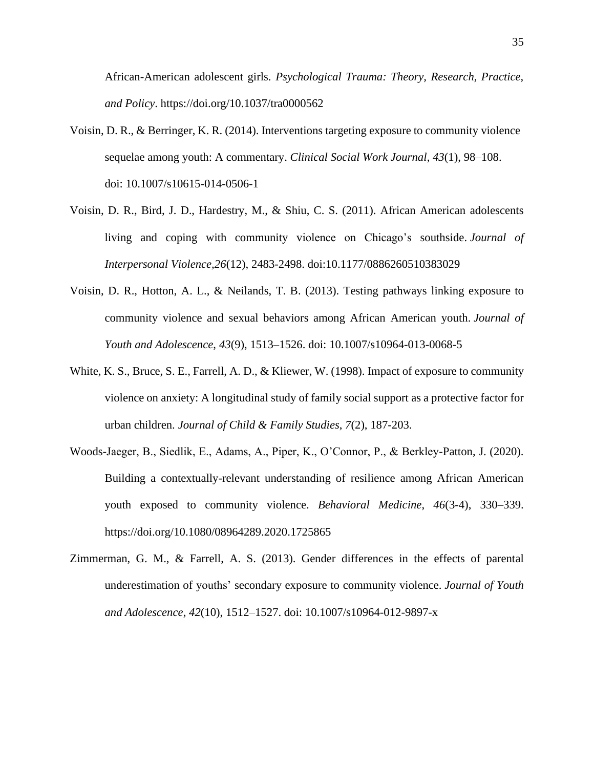African-American adolescent girls. *Psychological Trauma: Theory, Research, Practice, and Policy*. https://doi.org/10.1037/tra0000562

Voisin, D. R., & Berringer, K. R. (2014). Interventions targeting exposure to community violence sequelae among youth: A commentary. *Clinical Social Work Journal*, *43*(1), 98–108. doi: 10.1007/s10615-014-0506-1

Voisin, D. R., Bird, J. D., Hardestry, M., & Shiu, C. S. (2011). African American adolescents living and coping with community violence on Chicago's southside. *Journal of Interpersonal Violence,26*(12), 2483-2498. doi:10.1177/0886260510383029

Voisin, D. R., Hotton, A. L., & Neilands, T. B. (2013). Testing pathways linking exposure to community violence and sexual behaviors among African American youth. *Journal of Youth and Adolescence*, *43*(9), 1513–1526. doi: 10.1007/s10964-013-0068-5

White, K. S., Bruce, S. E., Farrell, A. D., & Kliewer, W. (1998). Impact of exposure to community violence on anxiety: A longitudinal study of family social support as a protective factor for urban children. *Journal of Child & Family Studies*, *7*(2), 187-203.

Woods-Jaeger, B., Siedlik, E., Adams, A., Piper, K., O'Connor, P., & Berkley-Patton, J. (2020). Building a contextually-relevant understanding of resilience among African American youth exposed to community violence. *Behavioral Medicine*, *46*(3-4), 330–339. https://doi.org/10.1080/08964289.2020.1725865

Zimmerman, G. M., & Farrell, A. S. (2013). Gender differences in the effects of parental underestimation of youths' secondary exposure to community violence. *Journal of Youth and Adolescence*, *42*(10), 1512–1527. doi: 10.1007/s10964-012-9897-x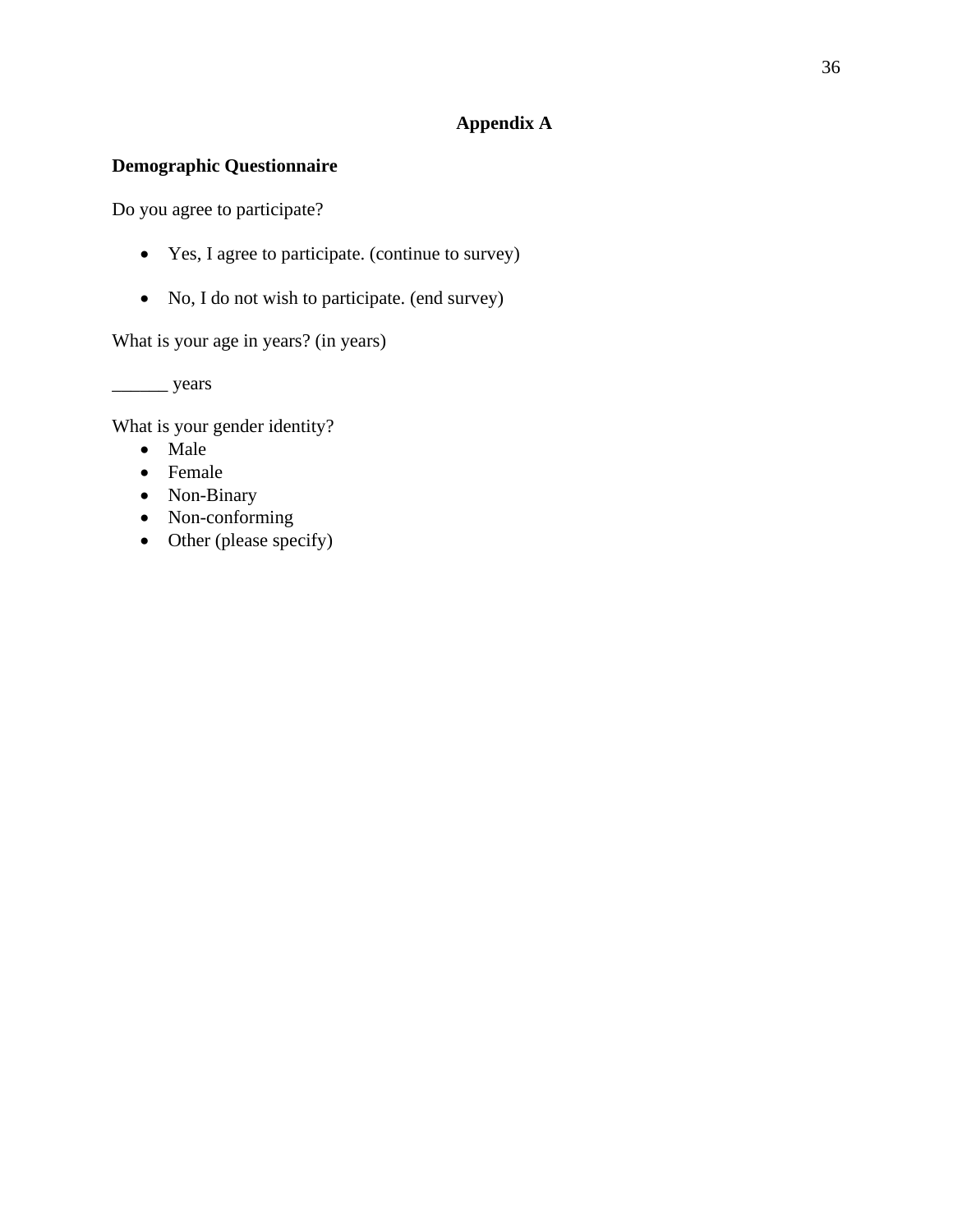# Appendix A

## Demographic Questionnaire

Do you agree to participate?

- Yes, I agree to participate. (continue to survey)
- No, I do not wish to participate. (end survey)

What is your age in years? (in years)

______ years

What is your gender identity?

- Male
- Female
- Non-Binary
- Non-conforming
- Other (please specify)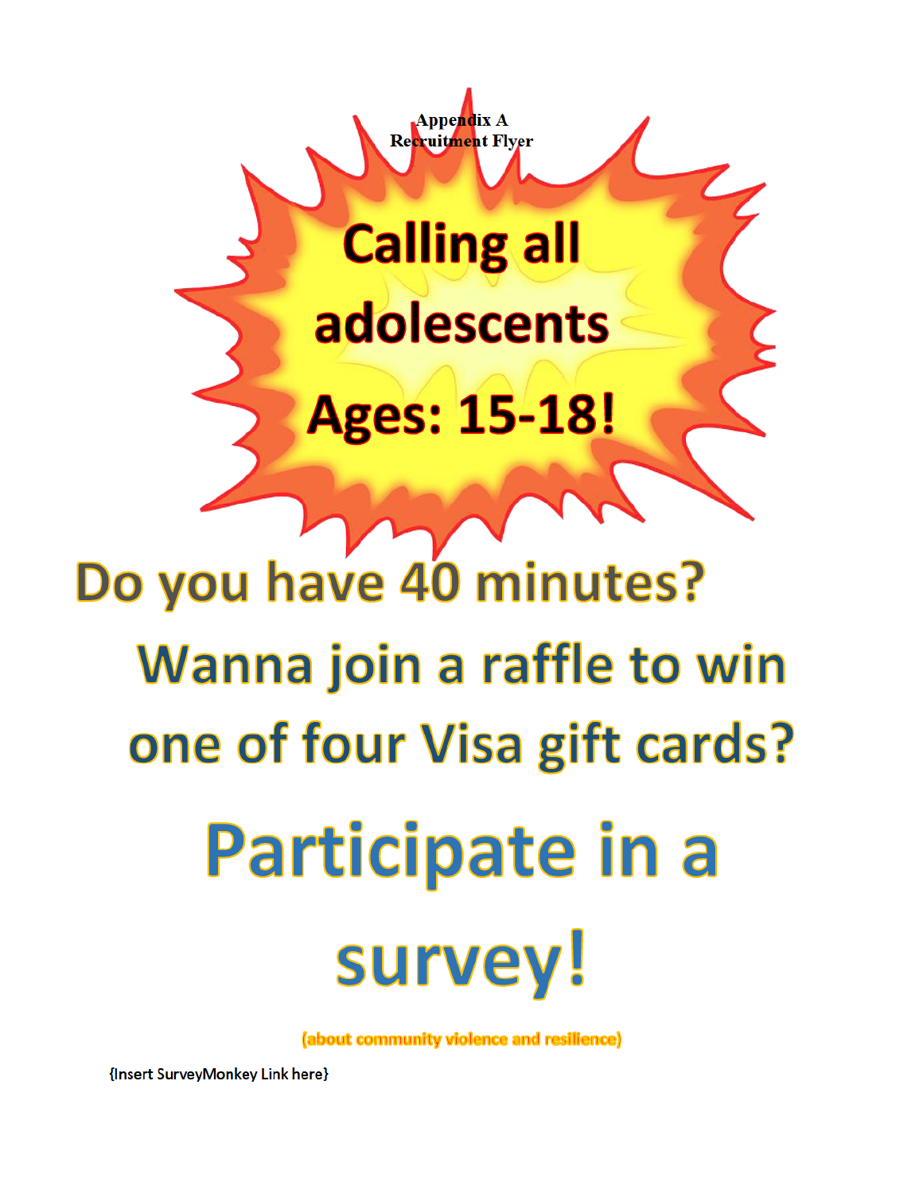**Appendix A**
**Recruitment Flyer**

# Calling all adolescents Ages: 15-18!

## Do you have 40 minutes?

## Wanna join a raffle to win one of four Visa gift cards?

# Participate in a survey!

(about community violence and resilience)

{Insert SurveyMonkey Link here}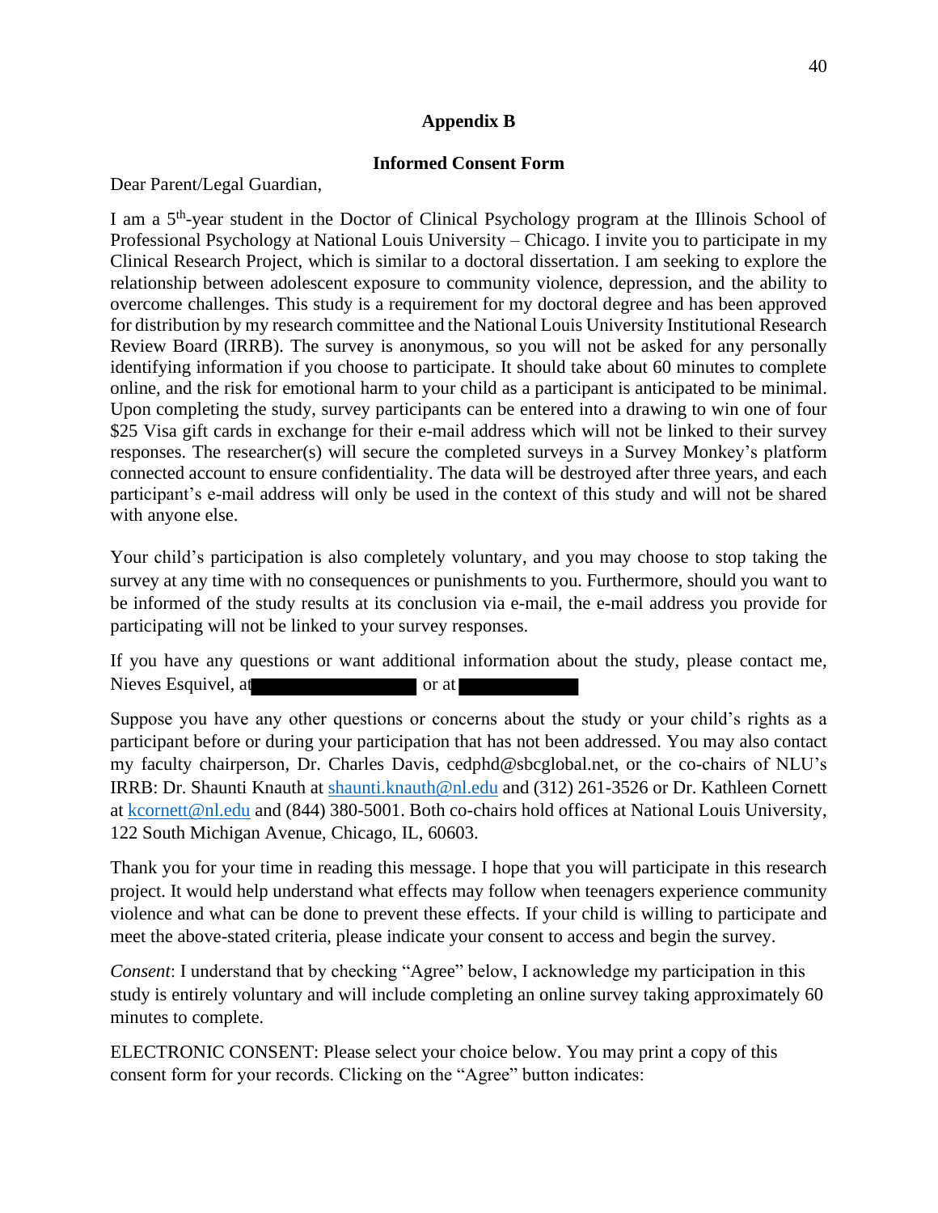## Appendix B

### Informed Consent Form

Dear Parent/Legal Guardian,

I am a 5th-year student in the Doctor of Clinical Psychology program at the Illinois School of Professional Psychology at National Louis University – Chicago. I invite you to participate in my Clinical Research Project, which is similar to a doctoral dissertation. I am seeking to explore the relationship between adolescent exposure to community violence, depression, and the ability to overcome challenges. This study is a requirement for my doctoral degree and has been approved for distribution by my research committee and the National Louis University Institutional Research Review Board (IRRB). The survey is anonymous, so you will not be asked for any personally identifying information if you choose to participate. It should take about 60 minutes to complete online, and the risk for emotional harm to your child as a participant is anticipated to be minimal. Upon completing the study, survey participants can be entered into a drawing to win one of four $25 Visa gift cards in exchange for their e-mail address which will not be linked to their survey responses. The researcher(s) will secure the completed surveys in a Survey Monkey's platform connected account to ensure confidentiality. The data will be destroyed after three years, and each participant's e-mail address will only be used in the context of this study and will not be shared with anyone else.

Your child's participation is also completely voluntary, and you may choose to stop taking the survey at any time with no consequences or punishments to you. Furthermore, should you want to be informed of the study results at its conclusion via e-mail, the e-mail address you provide for participating will not be linked to your survey responses.

If you have any questions or want additional information about the study, please contact me, Nieves Esquivel, at [redacted] or at [redacted]

Suppose you have any other questions or concerns about the study or your child's rights as a participant before or during your participation that has not been addressed. You may also contact my faculty chairperson, Dr. Charles Davis, cedphd@sbcglobal.net, or the co-chairs of NLU's IRRB: Dr. Shaunti Knauth at shaunti.knauth@nl.edu and (312) 261-3526 or Dr. Kathleen Cornett at kcornett@nl.edu and (844) 380-5001. Both co-chairs hold offices at National Louis University, 122 South Michigan Avenue, Chicago, IL, 60603.

Thank you for your time in reading this message. I hope that you will participate in this research project. It would help understand what effects may follow when teenagers experience community violence and what can be done to prevent these effects. If your child is willing to participate and meet the above-stated criteria, please indicate your consent to access and begin the survey.

*Consent*: I understand that by checking "Agree" below, I acknowledge my participation in this study is entirely voluntary and will include completing an online survey taking approximately 60 minutes to complete.

ELECTRONIC CONSENT: Please select your choice below. You may print a copy of this consent form for your records. Clicking on the "Agree" button indicates: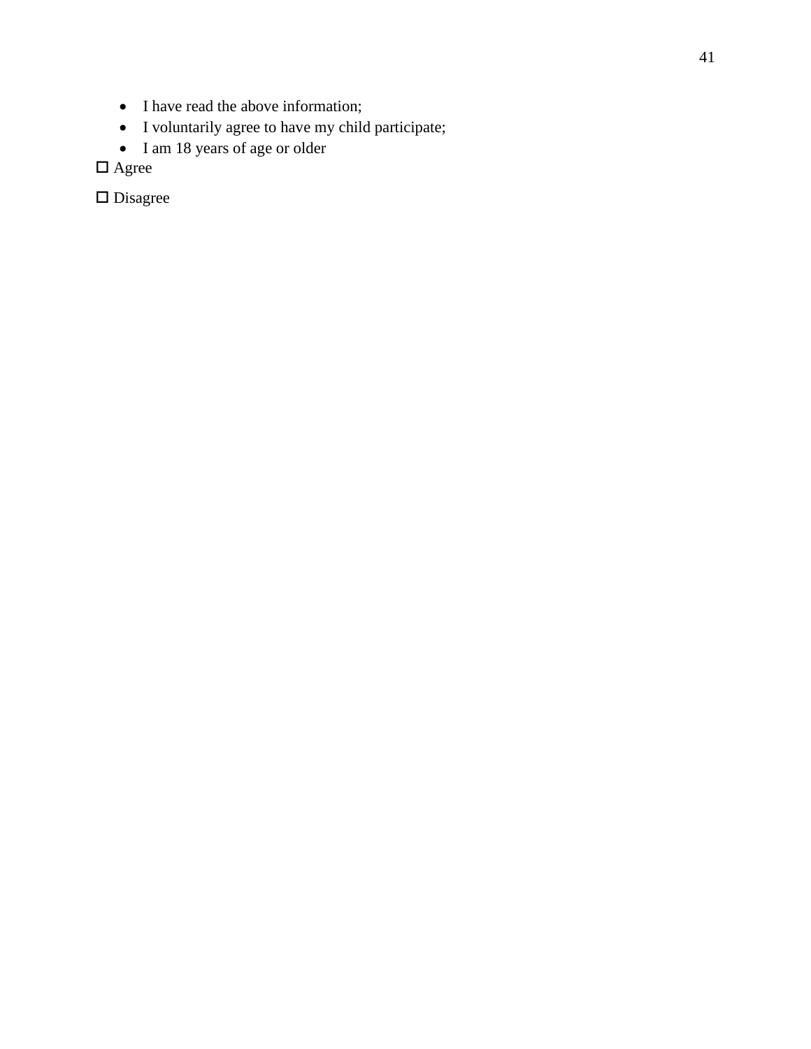- I have read the above information;
- I voluntarily agree to have my child participate;
- I am 18 years of age or older

☐ Agree

☐ Disagree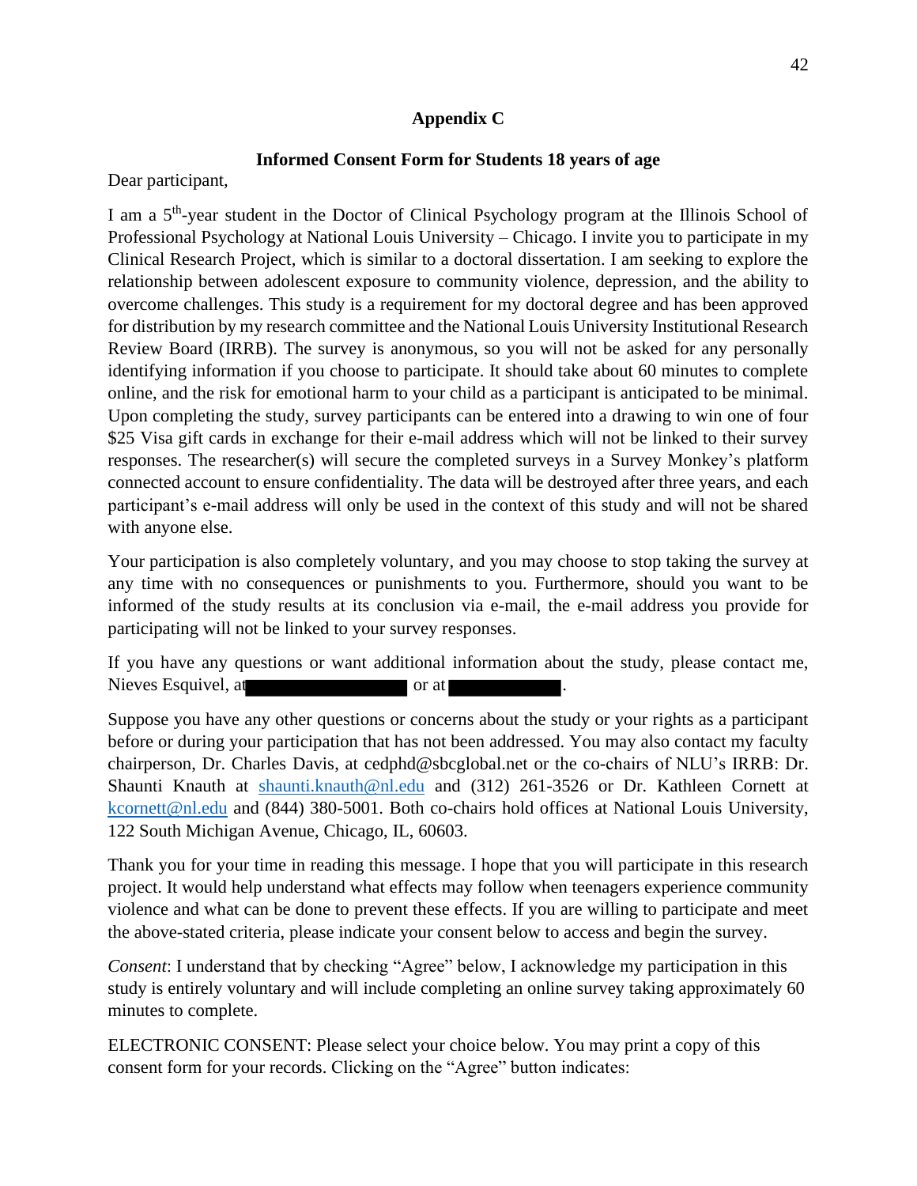## Appendix C

### Informed Consent Form for Students 18 years of age

Dear participant,

I am a 5th-year student in the Doctor of Clinical Psychology program at the Illinois School of Professional Psychology at National Louis University – Chicago. I invite you to participate in my Clinical Research Project, which is similar to a doctoral dissertation. I am seeking to explore the relationship between adolescent exposure to community violence, depression, and the ability to overcome challenges. This study is a requirement for my doctoral degree and has been approved for distribution by my research committee and the National Louis University Institutional Research Review Board (IRRB). The survey is anonymous, so you will not be asked for any personally identifying information if you choose to participate. It should take about 60 minutes to complete online, and the risk for emotional harm to your child as a participant is anticipated to be minimal. Upon completing the study, survey participants can be entered into a drawing to win one of four $25 Visa gift cards in exchange for their e-mail address which will not be linked to their survey responses. The researcher(s) will secure the completed surveys in a Survey Monkey's platform connected account to ensure confidentiality. The data will be destroyed after three years, and each participant's e-mail address will only be used in the context of this study and will not be shared with anyone else.

Your participation is also completely voluntary, and you may choose to stop taking the survey at any time with no consequences or punishments to you. Furthermore, should you want to be informed of the study results at its conclusion via e-mail, the e-mail address you provide for participating will not be linked to your survey responses.

If you have any questions or want additional information about the study, please contact me, Nieves Esquivel, at [redacted] or at [redacted].

Suppose you have any other questions or concerns about the study or your rights as a participant before or during your participation that has not been addressed. You may also contact my faculty chairperson, Dr. Charles Davis, at cedphd@sbcglobal.net or the co-chairs of NLU's IRRB: Dr. Shaunti Knauth at shaunti.knauth@nl.edu and (312) 261-3526 or Dr. Kathleen Cornett at kcornett@nl.edu and (844) 380-5001. Both co-chairs hold offices at National Louis University, 122 South Michigan Avenue, Chicago, IL, 60603.

Thank you for your time in reading this message. I hope that you will participate in this research project. It would help understand what effects may follow when teenagers experience community violence and what can be done to prevent these effects. If you are willing to participate and meet the above-stated criteria, please indicate your consent below to access and begin the survey.

*Consent*: I understand that by checking "Agree" below, I acknowledge my participation in this study is entirely voluntary and will include completing an online survey taking approximately 60 minutes to complete.

ELECTRONIC CONSENT: Please select your choice below. You may print a copy of this consent form for your records. Clicking on the "Agree" button indicates: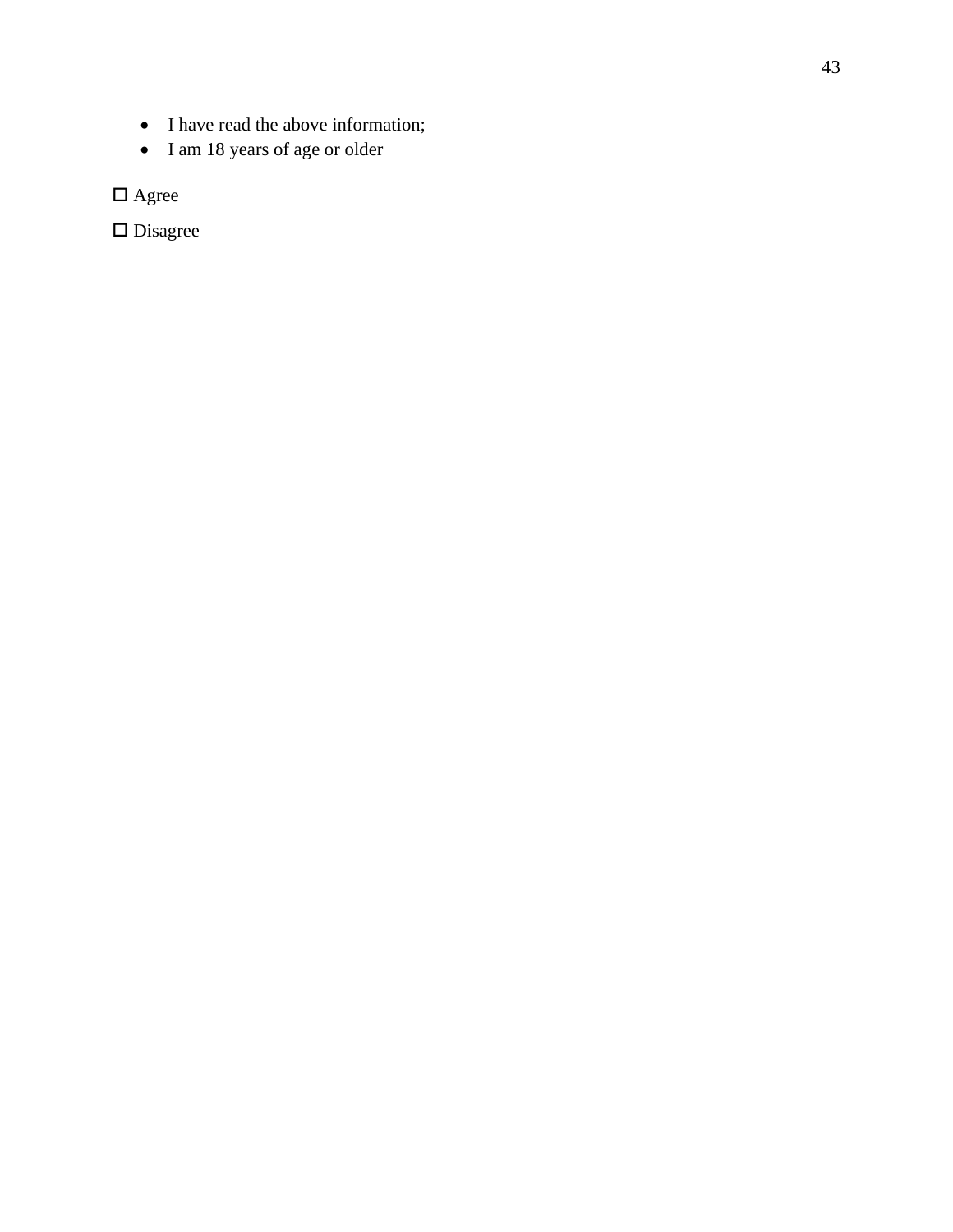- I have read the above information;
- I am 18 years of age or older

☐ Agree

☐ Disagree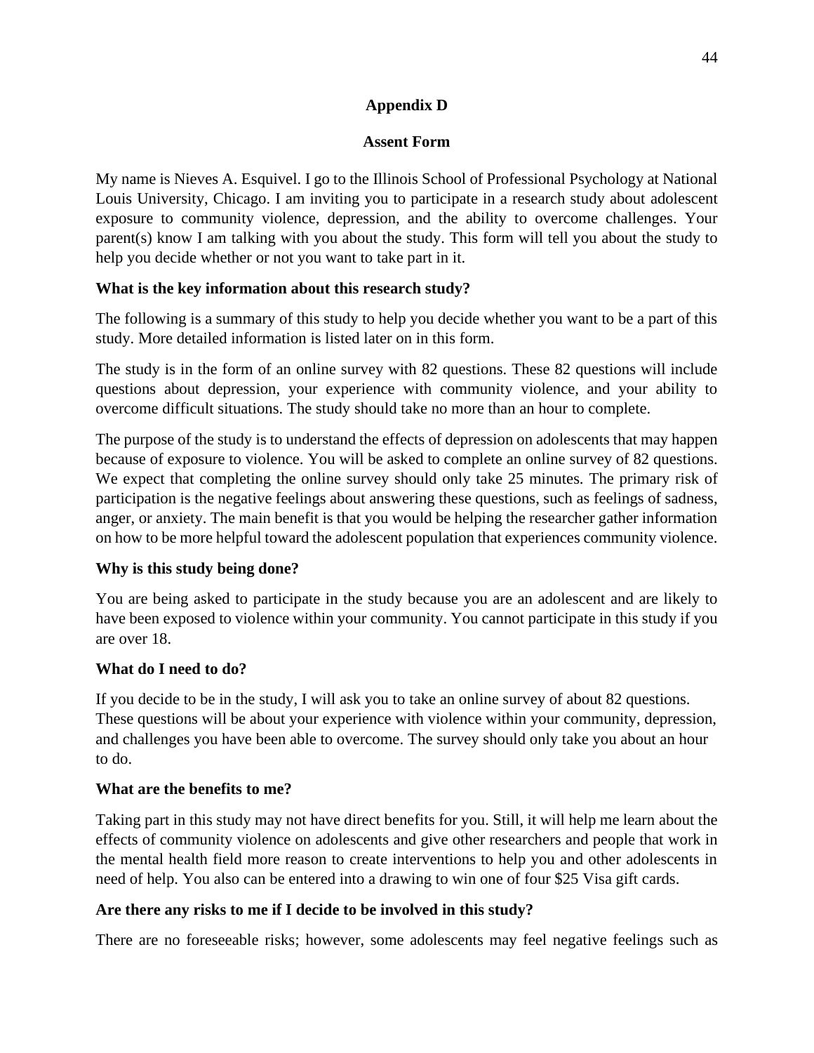# Appendix D

## Assent Form

My name is Nieves A. Esquivel. I go to the Illinois School of Professional Psychology at National Louis University, Chicago. I am inviting you to participate in a research study about adolescent exposure to community violence, depression, and the ability to overcome challenges. Your parent(s) know I am talking with you about the study. This form will tell you about the study to help you decide whether or not you want to take part in it.

**What is the key information about this research study?**

The following is a summary of this study to help you decide whether you want to be a part of this study. More detailed information is listed later on in this form.

The study is in the form of an online survey with 82 questions. These 82 questions will include questions about depression, your experience with community violence, and your ability to overcome difficult situations. The study should take no more than an hour to complete.

The purpose of the study is to understand the effects of depression on adolescents that may happen because of exposure to violence. You will be asked to complete an online survey of 82 questions. We expect that completing the online survey should only take 25 minutes. The primary risk of participation is the negative feelings about answering these questions, such as feelings of sadness, anger, or anxiety. The main benefit is that you would be helping the researcher gather information on how to be more helpful toward the adolescent population that experiences community violence.

**Why is this study being done?**

You are being asked to participate in the study because you are an adolescent and are likely to have been exposed to violence within your community. You cannot participate in this study if you are over 18.

**What do I need to do?**

If you decide to be in the study, I will ask you to take an online survey of about 82 questions. These questions will be about your experience with violence within your community, depression, and challenges you have been able to overcome. The survey should only take you about an hour to do.

**What are the benefits to me?**

Taking part in this study may not have direct benefits for you. Still, it will help me learn about the effects of community violence on adolescents and give other researchers and people that work in the mental health field more reason to create interventions to help you and other adolescents in need of help. You also can be entered into a drawing to win one of four $25 Visa gift cards.

**Are there any risks to me if I decide to be involved in this study?**

There are no foreseeable risks; however, some adolescents may feel negative feelings such as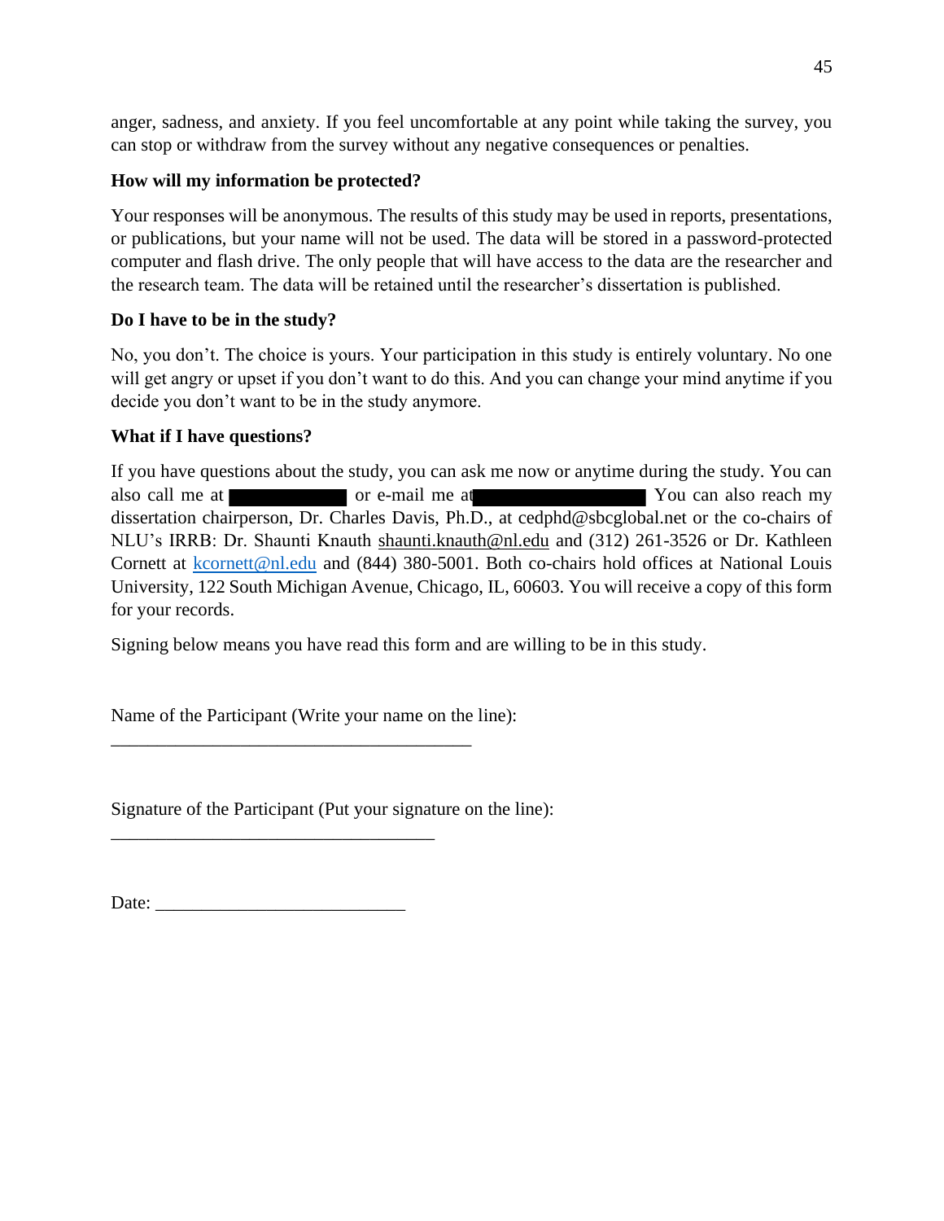anger, sadness, and anxiety. If you feel uncomfortable at any point while taking the survey, you can stop or withdraw from the survey without any negative consequences or penalties.

**How will my information be protected?**

Your responses will be anonymous. The results of this study may be used in reports, presentations, or publications, but your name will not be used. The data will be stored in a password-protected computer and flash drive. The only people that will have access to the data are the researcher and the research team. The data will be retained until the researcher's dissertation is published.

**Do I have to be in the study?**

No, you don't. The choice is yours. Your participation in this study is entirely voluntary. No one will get angry or upset if you don't want to do this. And you can change your mind anytime if you decide you don't want to be in the study anymore.

**What if I have questions?**

If you have questions about the study, you can ask me now or anytime during the study. You can also call me at [REDACTED] or e-mail me at [REDACTED] You can also reach my dissertation chairperson, Dr. Charles Davis, Ph.D., at cedphd@sbcglobal.net or the co-chairs of NLU's IRRB: Dr. Shaunti Knauth shaunti.knauth@nl.edu and (312) 261-3526 or Dr. Kathleen Cornett at kcornett@nl.edu and (844) 380-5001. Both co-chairs hold offices at National Louis University, 122 South Michigan Avenue, Chicago, IL, 60603. You will receive a copy of this form for your records.

Signing below means you have read this form and are willing to be in this study.

Name of the Participant (Write your name on the line):
________________________________________

Signature of the Participant (Put your signature on the line):
____________________________________

Date: ____________________________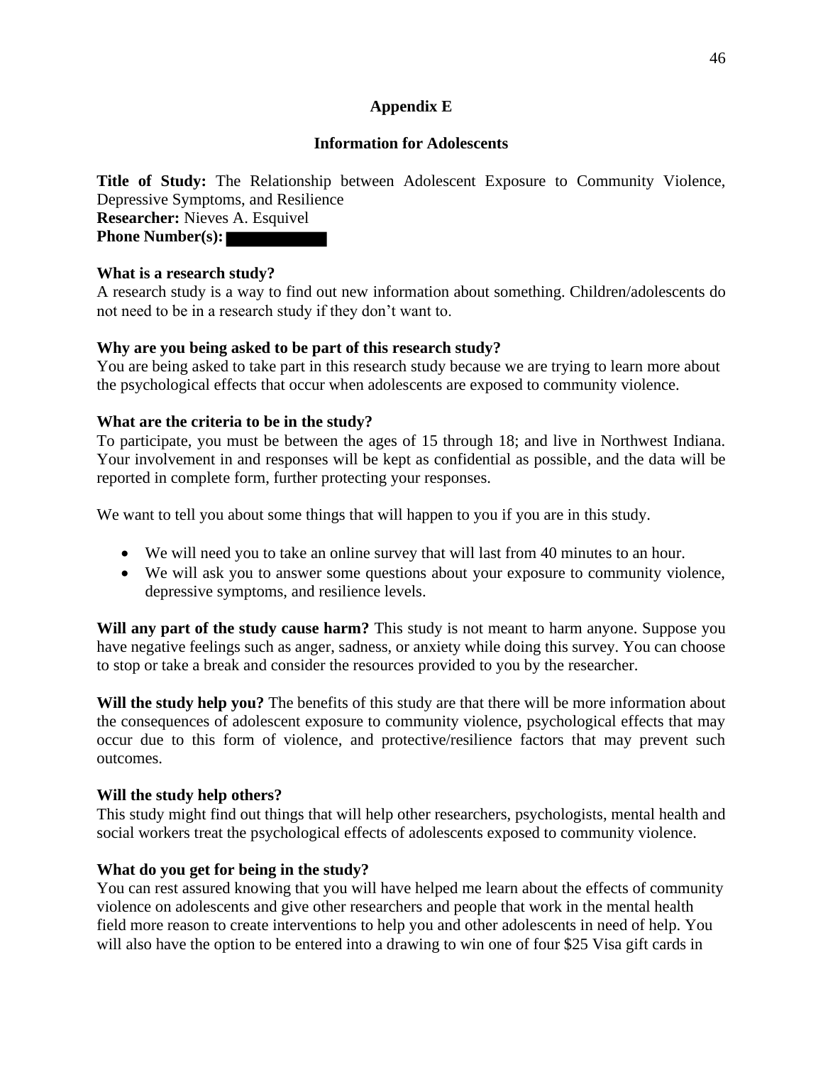## Appendix E

## Information for Adolescents

**Title of Study:** The Relationship between Adolescent Exposure to Community Violence, Depressive Symptoms, and Resilience
**Researcher:** Nieves A. Esquivel
**Phone Number(s):** ██████████

**What is a research study?**
A research study is a way to find out new information about something. Children/adolescents do not need to be in a research study if they don't want to.

**Why are you being asked to be part of this research study?**
You are being asked to take part in this research study because we are trying to learn more about the psychological effects that occur when adolescents are exposed to community violence.

**What are the criteria to be in the study?**
To participate, you must be between the ages of 15 through 18; and live in Northwest Indiana. Your involvement in and responses will be kept as confidential as possible, and the data will be reported in complete form, further protecting your responses.

We want to tell you about some things that will happen to you if you are in this study.

- We will need you to take an online survey that will last from 40 minutes to an hour.
- We will ask you to answer some questions about your exposure to community violence, depressive symptoms, and resilience levels.

**Will any part of the study cause harm?** This study is not meant to harm anyone. Suppose you have negative feelings such as anger, sadness, or anxiety while doing this survey. You can choose to stop or take a break and consider the resources provided to you by the researcher.

**Will the study help you?** The benefits of this study are that there will be more information about the consequences of adolescent exposure to community violence, psychological effects that may occur due to this form of violence, and protective/resilience factors that may prevent such outcomes.

**Will the study help others?**
This study might find out things that will help other researchers, psychologists, mental health and social workers treat the psychological effects of adolescents exposed to community violence.

**What do you get for being in the study?**
You can rest assured knowing that you will have helped me learn about the effects of community violence on adolescents and give other researchers and people that work in the mental health field more reason to create interventions to help you and other adolescents in need of help. You will also have the option to be entered into a drawing to win one of four $25 Visa gift cards in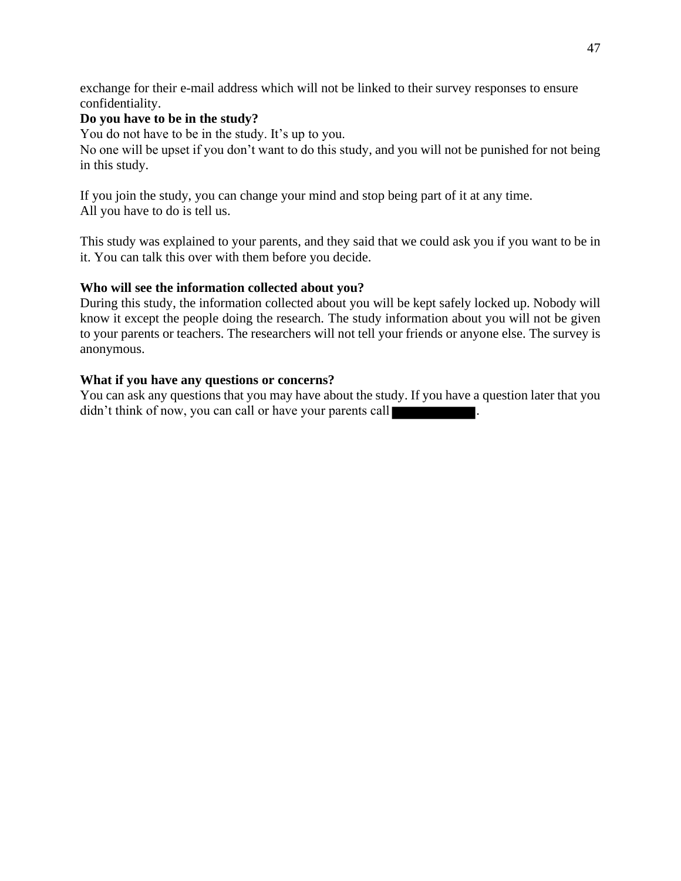exchange for their e-mail address which will not be linked to their survey responses to ensure confidentiality.

**Do you have to be in the study?**

You do not have to be in the study. It's up to you.

No one will be upset if you don't want to do this study, and you will not be punished for not being in this study.

If you join the study, you can change your mind and stop being part of it at any time.
All you have to do is tell us.

This study was explained to your parents, and they said that we could ask you if you want to be in it. You can talk this over with them before you decide.

**Who will see the information collected about you?**

During this study, the information collected about you will be kept safely locked up. Nobody will know it except the people doing the research. The study information about you will not be given to your parents or teachers. The researchers will not tell your friends or anyone else. The survey is anonymous.

**What if you have any questions or concerns?**

You can ask any questions that you may have about the study. If you have a question later that you didn't think of now, you can call or have your parents call [REDACTED].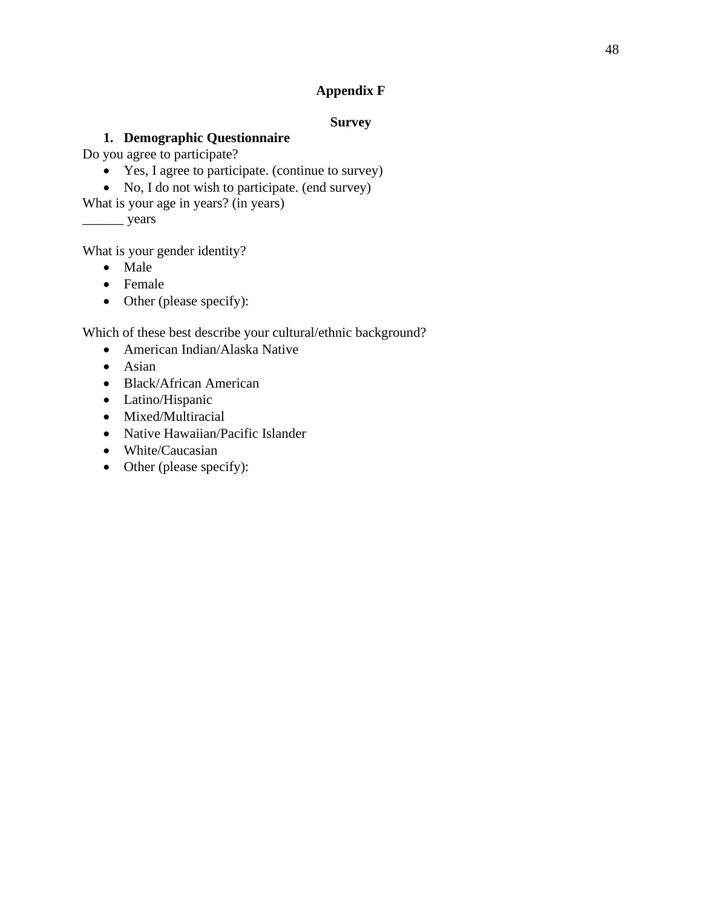# Appendix F

## Survey

1. **Demographic Questionnaire**

Do you agree to participate?

- Yes, I agree to participate. (continue to survey)
- No, I do not wish to participate. (end survey)

What is your age in years? (in years)

______ years

What is your gender identity?

- Male
- Female
- Other (please specify):

Which of these best describe your cultural/ethnic background?

- American Indian/Alaska Native
- Asian
- Black/African American
- Latino/Hispanic
- Mixed/Multiracial
- Native Hawaiian/Pacific Islander
- White/Caucasian
- Other (please specify):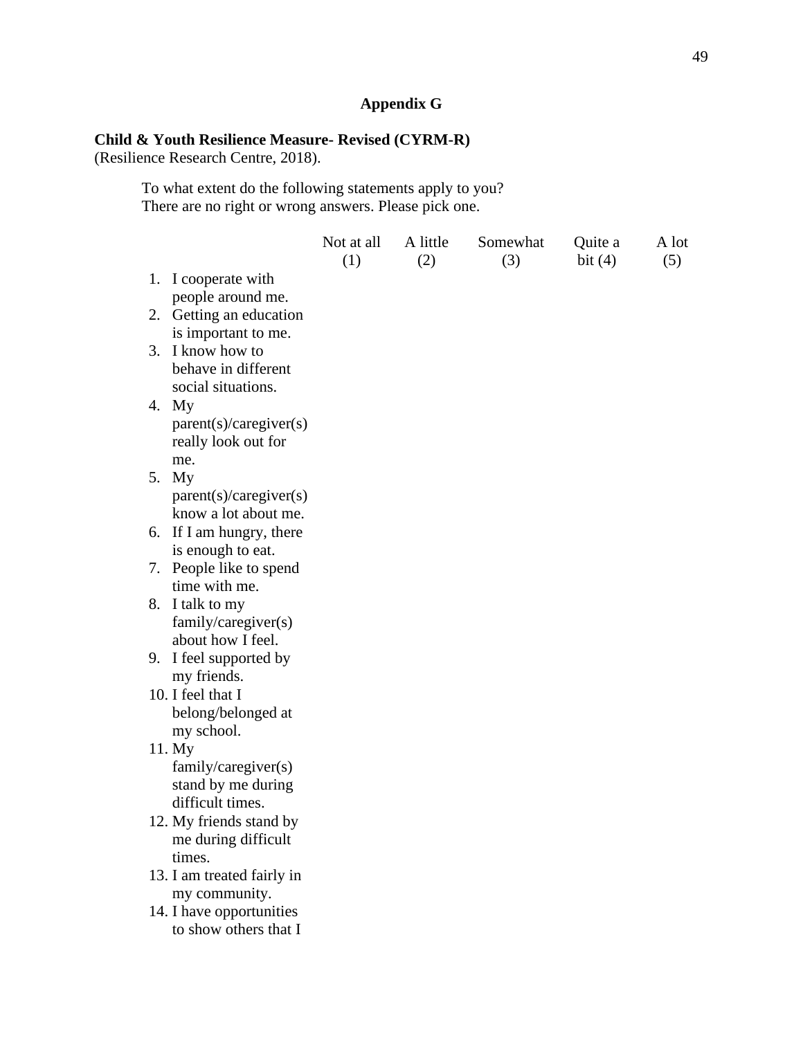## Appendix G

**Child & Youth Resilience Measure- Revised (CYRM-R)**
(Resilience Research Centre, 2018).

To what extent do the following statements apply to you?
There are no right or wrong answers. Please pick one.

| | Not at all (1) | A little (2) | Somewhat (3) | Quite a bit (4) | A lot (5) |
|---|---|---|---|---|---|
| 1. I cooperate with people around me. | | | | | |
| 2. Getting an education is important to me. | | | | | |
| 3. I know how to behave in different social situations. | | | | | |
| 4. My parent(s)/caregiver(s) really look out for me. | | | | | |
| 5. My parent(s)/caregiver(s) know a lot about me. | | | | | |
| 6. If I am hungry, there is enough to eat. | | | | | |
| 7. People like to spend time with me. | | | | | |
| 8. I talk to my family/caregiver(s) about how I feel. | | | | | |
| 9. I feel supported by my friends. | | | | | |
| 10. I feel that I belong/belonged at my school. | | | | | |
| 11. My family/caregiver(s) stand by me during difficult times. | | | | | |
| 12. My friends stand by me during difficult times. | | | | | |
| 13. I am treated fairly in my community. | | | | | |
| 14. I have opportunities to show others that I | | | | | |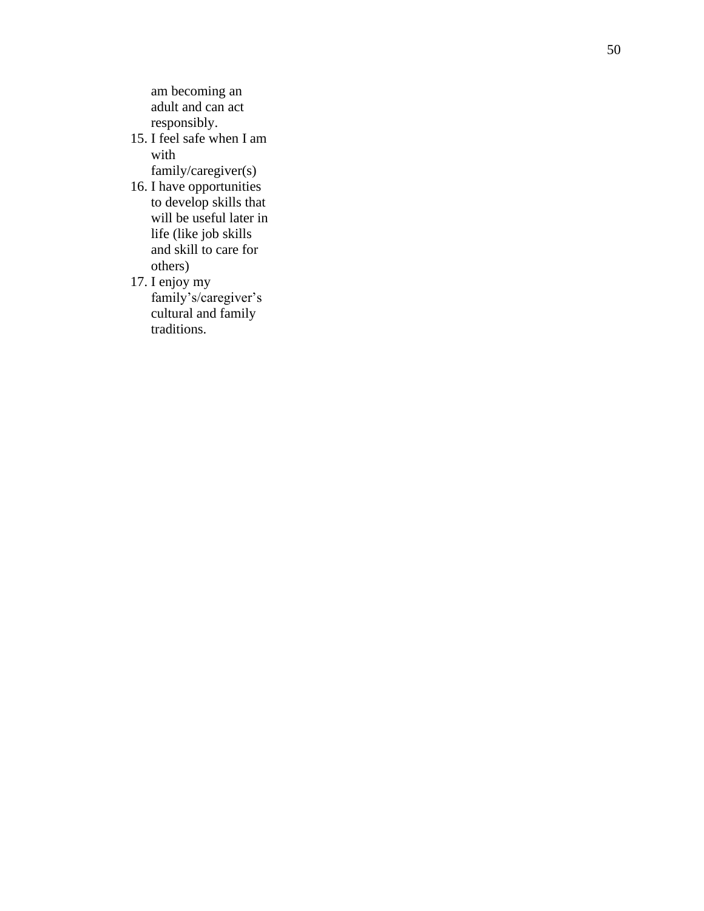am becoming an adult and can act responsibly.

15. I feel safe when I am with family/caregiver(s)
16. I have opportunities to develop skills that will be useful later in life (like job skills and skill to care for others)
17. I enjoy my family's/caregiver's cultural and family traditions.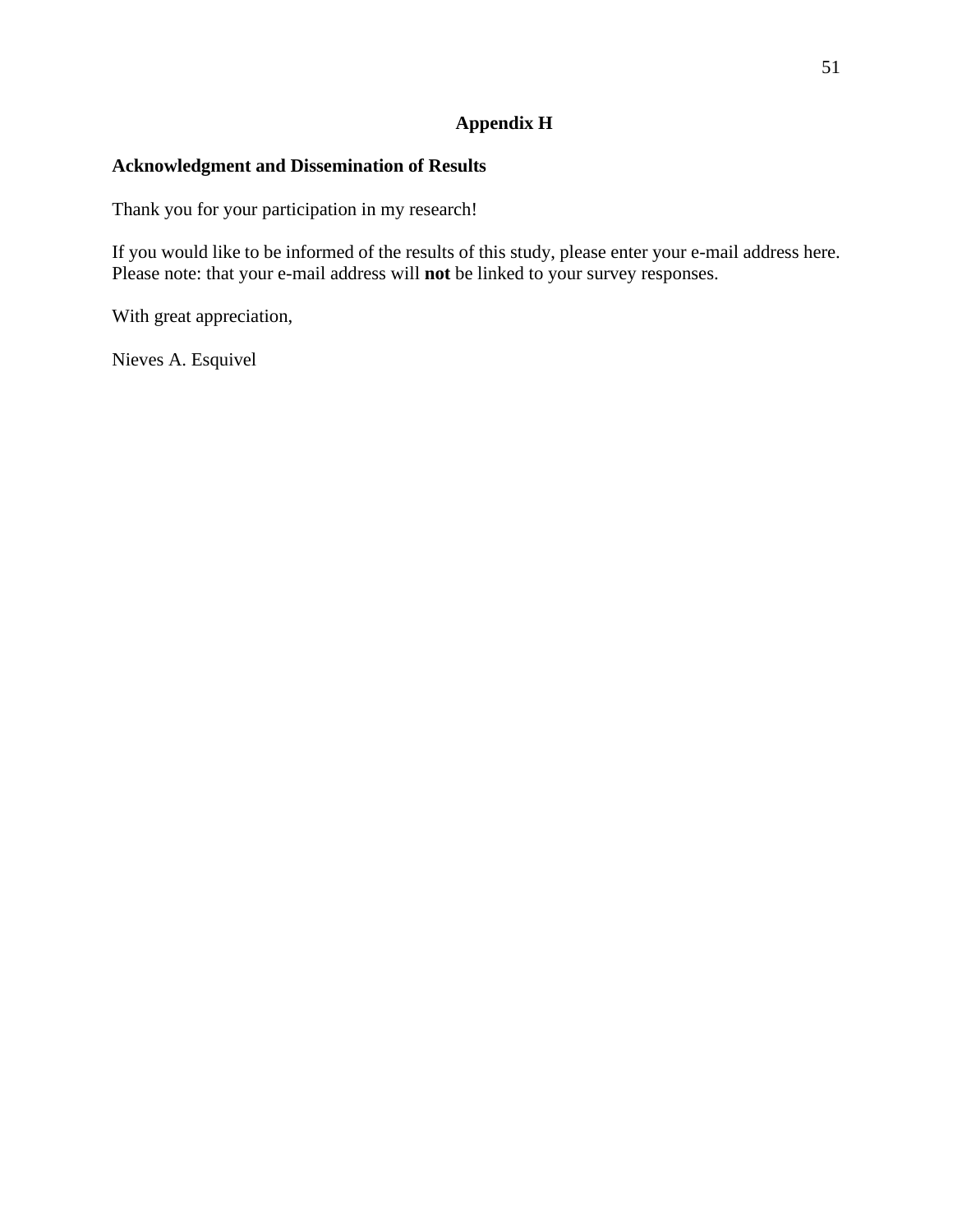# Appendix H

## Acknowledgment and Dissemination of Results

Thank you for your participation in my research!

If you would like to be informed of the results of this study, please enter your e-mail address here. Please note: that your e-mail address will **not** be linked to your survey responses.

With great appreciation,

Nieves A. Esquivel